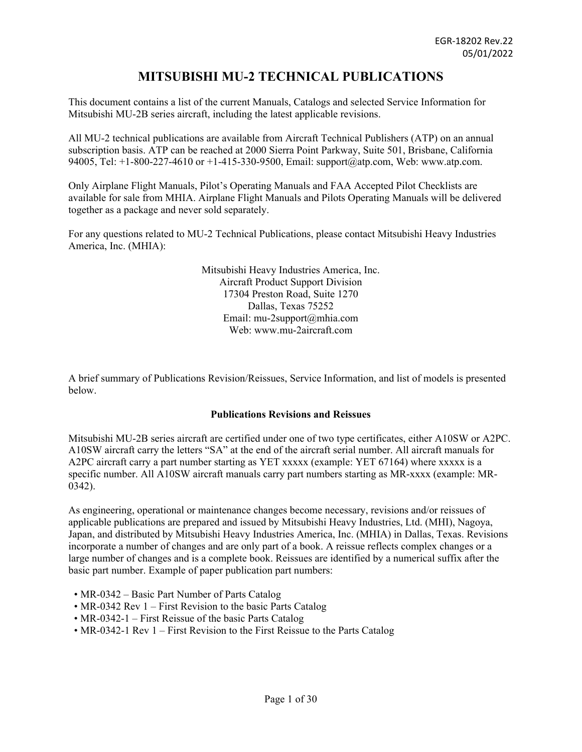EGR-18202 Rev.22
05/01/2022

# MITSUBISHI MU-2 TECHNICAL PUBLICATIONS

This document contains a list of the current Manuals, Catalogs and selected Service Information for Mitsubishi MU-2B series aircraft, including the latest applicable revisions.

All MU-2 technical publications are available from Aircraft Technical Publishers (ATP) on an annual subscription basis. ATP can be reached at 2000 Sierra Point Parkway, Suite 501, Brisbane, California 94005, Tel: +1-800-227-4610 or +1-415-330-9500, Email: support@atp.com, Web: www.atp.com.

Only Airplane Flight Manuals, Pilot's Operating Manuals and FAA Accepted Pilot Checklists are available for sale from MHIA. Airplane Flight Manuals and Pilots Operating Manuals will be delivered together as a package and never sold separately.

For any questions related to MU-2 Technical Publications, please contact Mitsubishi Heavy Industries America, Inc. (MHIA):

Mitsubishi Heavy Industries America, Inc.
Aircraft Product Support Division
17304 Preston Road, Suite 1270
Dallas, Texas 75252
Email: mu-2support@mhia.com
Web: www.mu-2aircraft.com

A brief summary of Publications Revision/Reissues, Service Information, and list of models is presented below.

### Publications Revisions and Reissues

Mitsubishi MU-2B series aircraft are certified under one of two type certificates, either A10SW or A2PC. A10SW aircraft carry the letters "SA" at the end of the aircraft serial number. All aircraft manuals for A2PC aircraft carry a part number starting as YET xxxxx (example: YET 67164) where xxxxx is a specific number. All A10SW aircraft manuals carry part numbers starting as MR-xxxx (example: MR-0342).

As engineering, operational or maintenance changes become necessary, revisions and/or reissues of applicable publications are prepared and issued by Mitsubishi Heavy Industries, Ltd. (MHI), Nagoya, Japan, and distributed by Mitsubishi Heavy Industries America, Inc. (MHIA) in Dallas, Texas. Revisions incorporate a number of changes and are only part of a book. A reissue reflects complex changes or a large number of changes and is a complete book. Reissues are identified by a numerical suffix after the basic part number. Example of paper publication part numbers:

- MR-0342 – Basic Part Number of Parts Catalog
- MR-0342 Rev 1 – First Revision to the basic Parts Catalog
- MR-0342-1 – First Reissue of the basic Parts Catalog
- MR-0342-1 Rev 1 – First Revision to the First Reissue to the Parts Catalog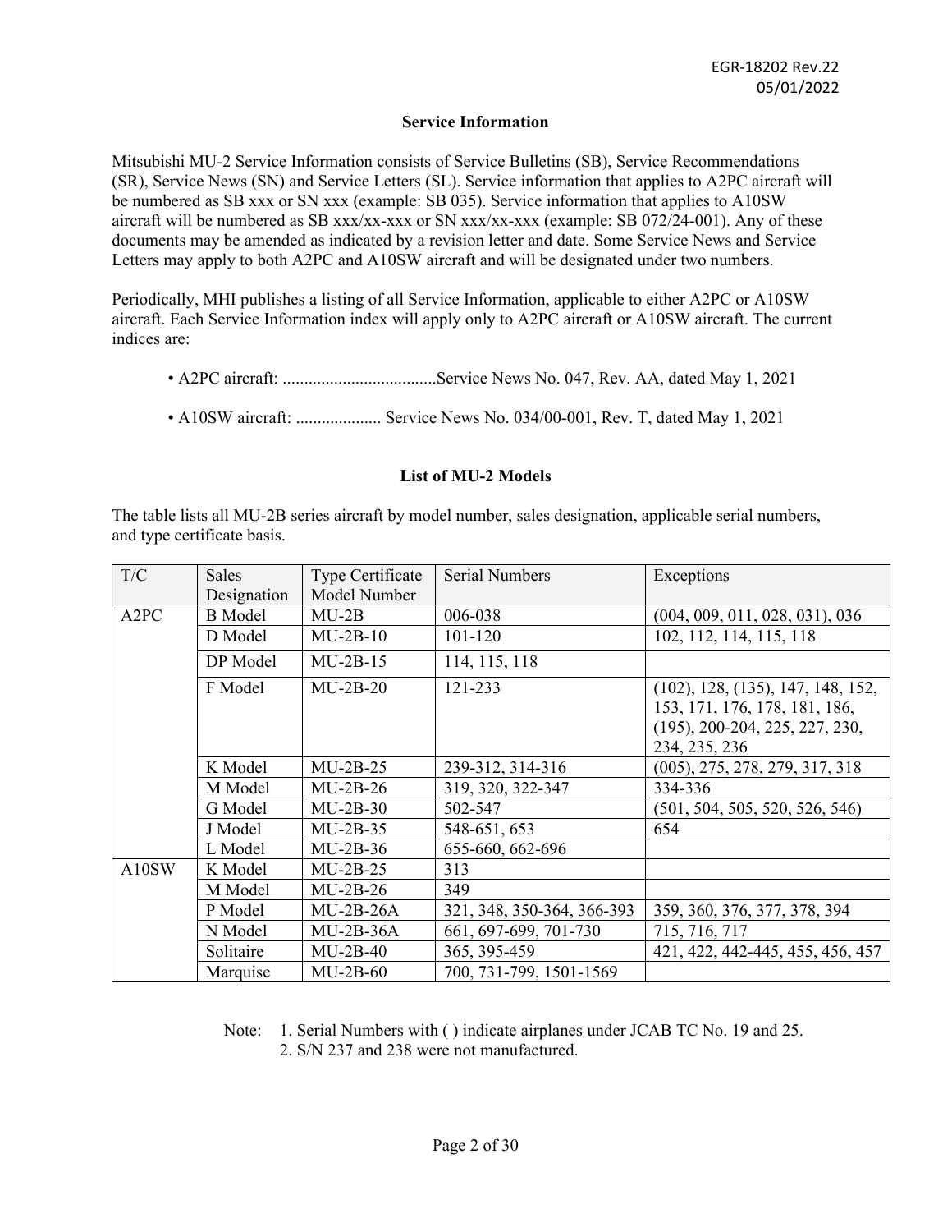## Service Information

Mitsubishi MU-2 Service Information consists of Service Bulletins (SB), Service Recommendations (SR), Service News (SN) and Service Letters (SL). Service information that applies to A2PC aircraft will be numbered as SB xxx or SN xxx (example: SB 035). Service information that applies to A10SW aircraft will be numbered as SB xxx/xx-xxx or SN xxx/xx-xxx (example: SB 072/24-001). Any of these documents may be amended as indicated by a revision letter and date. Some Service News and Service Letters may apply to both A2PC and A10SW aircraft and will be designated under two numbers.

Periodically, MHI publishes a listing of all Service Information, applicable to either A2PC or A10SW aircraft. Each Service Information index will apply only to A2PC aircraft or A10SW aircraft. The current indices are:

- A2PC aircraft: ....................................Service News No. 047, Rev. AA, dated May 1, 2021
- A10SW aircraft: .................... Service News No. 034/00-001, Rev. T, dated May 1, 2021

## List of MU-2 Models

The table lists all MU-2B series aircraft by model number, sales designation, applicable serial numbers, and type certificate basis.

| T/C | Sales Designation | Type Certificate Model Number | Serial Numbers | Exceptions |
|---|---|---|---|---|
| A2PC | B Model | MU-2B | 006-038 | (004, 009, 011, 028, 031), 036 |
| | D Model | MU-2B-10 | 101-120 | 102, 112, 114, 115, 118 |
| | DP Model | MU-2B-15 | 114, 115, 118 | |
| | F Model | MU-2B-20 | 121-233 | (102), 128, (135), 147, 148, 152, 153, 171, 176, 178, 181, 186, (195), 200-204, 225, 227, 230, 234, 235, 236 |
| | K Model | MU-2B-25 | 239-312, 314-316 | (005), 275, 278, 279, 317, 318 |
| | M Model | MU-2B-26 | 319, 320, 322-347 | 334-336 |
| | G Model | MU-2B-30 | 502-547 | (501, 504, 505, 520, 526, 546) |
| | J Model | MU-2B-35 | 548-651, 653 | 654 |
| | L Model | MU-2B-36 | 655-660, 662-696 | |
| A10SW | K Model | MU-2B-25 | 313 | |
| | M Model | MU-2B-26 | 349 | |
| | P Model | MU-2B-26A | 321, 348, 350-364, 366-393 | 359, 360, 376, 377, 378, 394 |
| | N Model | MU-2B-36A | 661, 697-699, 701-730 | 715, 716, 717 |
| | Solitaire | MU-2B-40 | 365, 395-459 | 421, 422, 442-445, 455, 456, 457 |
| | Marquise | MU-2B-60 | 700, 731-799, 1501-1569 | |

Note: 1. Serial Numbers with ( ) indicate airplanes under JCAB TC No. 19 and 25.
2. S/N 237 and 238 were not manufactured.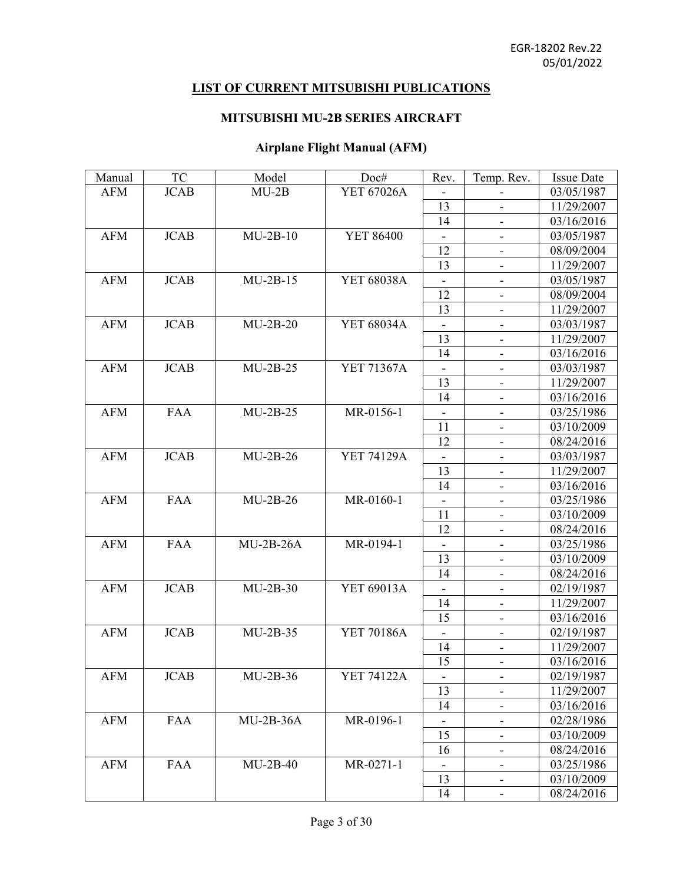## LIST OF CURRENT MITSUBISHI PUBLICATIONS

### MITSUBISHI MU-2B SERIES AIRCRAFT

### Airplane Flight Manual (AFM)

| Manual | TC | Model | Doc# | Rev. | Temp. Rev. | Issue Date |
|---|---|---|---|---|---|---|
| AFM | JCAB | MU-2B | YET 67026A | - | - | 03/05/1987 |
| | | | | 13 | - | 11/29/2007 |
| | | | | 14 | - | 03/16/2016 |
| AFM | JCAB | MU-2B-10 | YET 86400 | - | - | 03/05/1987 |
| | | | | 12 | - | 08/09/2004 |
| | | | | 13 | - | 11/29/2007 |
| AFM | JCAB | MU-2B-15 | YET 68038A | - | - | 03/05/1987 |
| | | | | 12 | - | 08/09/2004 |
| | | | | 13 | - | 11/29/2007 |
| AFM | JCAB | MU-2B-20 | YET 68034A | - | - | 03/03/1987 |
| | | | | 13 | - | 11/29/2007 |
| | | | | 14 | - | 03/16/2016 |
| AFM | JCAB | MU-2B-25 | YET 71367A | - | - | 03/03/1987 |
| | | | | 13 | - | 11/29/2007 |
| | | | | 14 | - | 03/16/2016 |
| AFM | FAA | MU-2B-25 | MR-0156-1 | - | - | 03/25/1986 |
| | | | | 11 | - | 03/10/2009 |
| | | | | 12 | - | 08/24/2016 |
| AFM | JCAB | MU-2B-26 | YET 74129A | - | - | 03/03/1987 |
| | | | | 13 | - | 11/29/2007 |
| | | | | 14 | - | 03/16/2016 |
| AFM | FAA | MU-2B-26 | MR-0160-1 | - | - | 03/25/1986 |
| | | | | 11 | - | 03/10/2009 |
| | | | | 12 | - | 08/24/2016 |
| AFM | FAA | MU-2B-26A | MR-0194-1 | - | - | 03/25/1986 |
| | | | | 13 | - | 03/10/2009 |
| | | | | 14 | - | 08/24/2016 |
| AFM | JCAB | MU-2B-30 | YET 69013A | - | - | 02/19/1987 |
| | | | | 14 | - | 11/29/2007 |
| | | | | 15 | - | 03/16/2016 |
| AFM | JCAB | MU-2B-35 | YET 70186A | - | - | 02/19/1987 |
| | | | | 14 | - | 11/29/2007 |
| | | | | 15 | - | 03/16/2016 |
| AFM | JCAB | MU-2B-36 | YET 74122A | - | - | 02/19/1987 |
| | | | | 13 | - | 11/29/2007 |
| | | | | 14 | - | 03/16/2016 |
| AFM | FAA | MU-2B-36A | MR-0196-1 | - | - | 02/28/1986 |
| | | | | 15 | - | 03/10/2009 |
| | | | | 16 | - | 08/24/2016 |
| AFM | FAA | MU-2B-40 | MR-0271-1 | - | - | 03/25/1986 |
| | | | | 13 | - | 03/10/2009 |
| | | | | 14 | - | 08/24/2016 |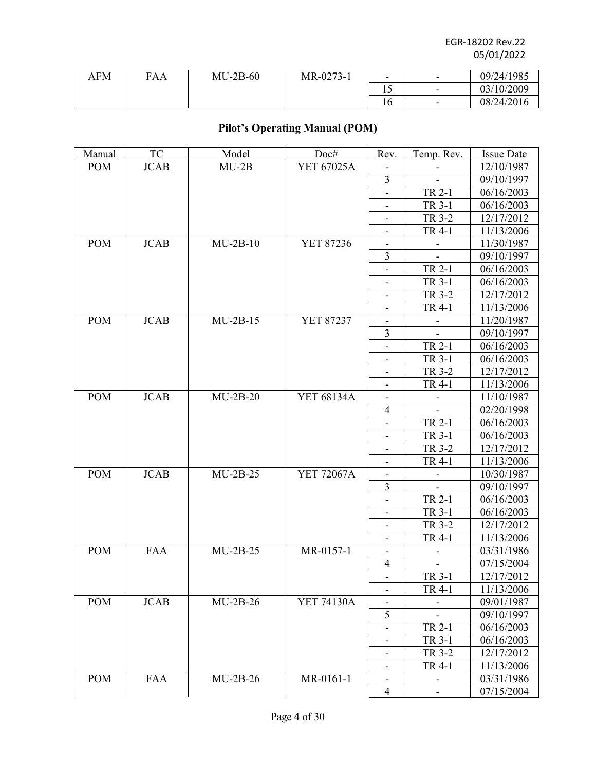| AFM | FAA | MU-2B-60 | MR-0273-1 | - | - | 09/24/1985 |
|---|---|---|---|---|---|---|
| | | | | 15 | - | 03/10/2009 |
| | | | | 16 | - | 08/24/2016 |

## Pilot's Operating Manual (POM)

| Manual | TC | Model | Doc# | Rev. | Temp. Rev. | Issue Date |
|---|---|---|---|---|---|---|
| POM | JCAB | MU-2B | YET 67025A | - | - | 12/10/1987 |
| | | | | 3 | - | 09/10/1997 |
| | | | | - | TR 2-1 | 06/16/2003 |
| | | | | - | TR 3-1 | 06/16/2003 |
| | | | | - | TR 3-2 | 12/17/2012 |
| | | | | - | TR 4-1 | 11/13/2006 |
| POM | JCAB | MU-2B-10 | YET 87236 | - | - | 11/30/1987 |
| | | | | 3 | - | 09/10/1997 |
| | | | | - | TR 2-1 | 06/16/2003 |
| | | | | - | TR 3-1 | 06/16/2003 |
| | | | | - | TR 3-2 | 12/17/2012 |
| | | | | - | TR 4-1 | 11/13/2006 |
| POM | JCAB | MU-2B-15 | YET 87237 | - | - | 11/20/1987 |
| | | | | 3 | - | 09/10/1997 |
| | | | | - | TR 2-1 | 06/16/2003 |
| | | | | - | TR 3-1 | 06/16/2003 |
| | | | | - | TR 3-2 | 12/17/2012 |
| | | | | - | TR 4-1 | 11/13/2006 |
| POM | JCAB | MU-2B-20 | YET 68134A | - | - | 11/10/1987 |
| | | | | 4 | - | 02/20/1998 |
| | | | | - | TR 2-1 | 06/16/2003 |
| | | | | - | TR 3-1 | 06/16/2003 |
| | | | | - | TR 3-2 | 12/17/2012 |
| | | | | - | TR 4-1 | 11/13/2006 |
| POM | JCAB | MU-2B-25 | YET 72067A | - | - | 10/30/1987 |
| | | | | 3 | - | 09/10/1997 |
| | | | | - | TR 2-1 | 06/16/2003 |
| | | | | - | TR 3-1 | 06/16/2003 |
| | | | | - | TR 3-2 | 12/17/2012 |
| | | | | - | TR 4-1 | 11/13/2006 |
| POM | FAA | MU-2B-25 | MR-0157-1 | - | - | 03/31/1986 |
| | | | | 4 | - | 07/15/2004 |
| | | | | - | TR 3-1 | 12/17/2012 |
| | | | | - | TR 4-1 | 11/13/2006 |
| POM | JCAB | MU-2B-26 | YET 74130A | - | - | 09/01/1987 |
| | | | | 5 | - | 09/10/1997 |
| | | | | - | TR 2-1 | 06/16/2003 |
| | | | | - | TR 3-1 | 06/16/2003 |
| | | | | - | TR 3-2 | 12/17/2012 |
| | | | | - | TR 4-1 | 11/13/2006 |
| POM | FAA | MU-2B-26 | MR-0161-1 | - | - | 03/31/1986 |
| | | | | 4 | - | 07/15/2004 |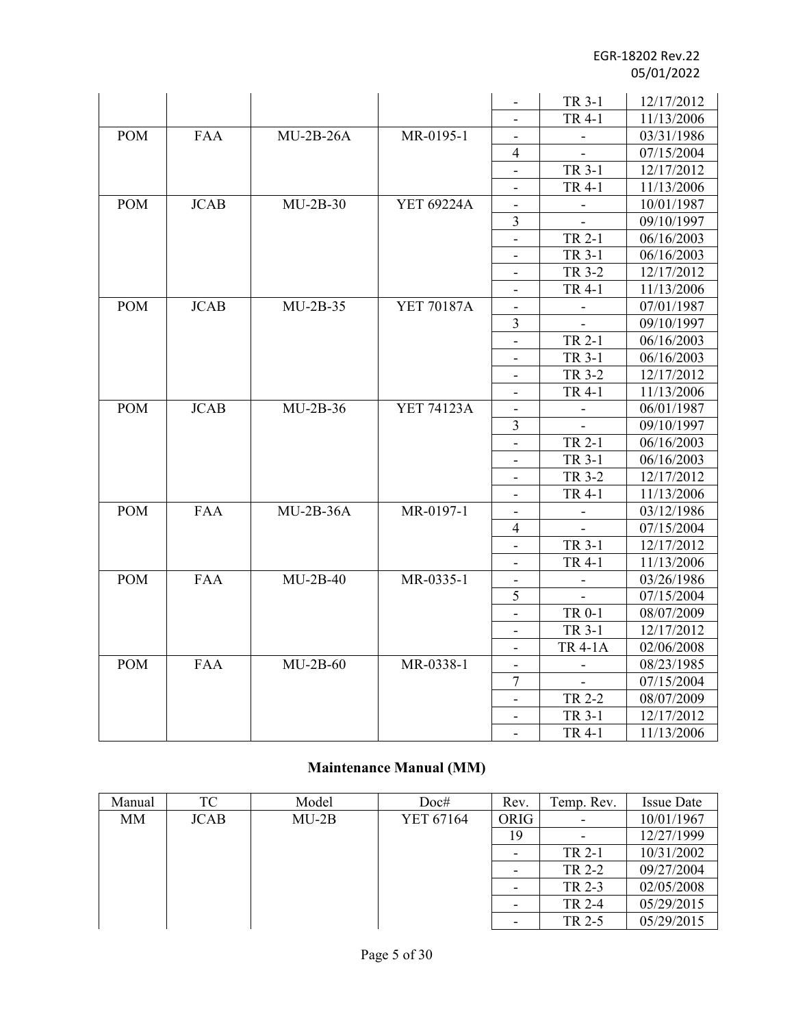| | | | | - | TR 3-1 | 12/17/2012 |
|---|---|---|---|---|---|---|
| | | | | - | TR 4-1 | 11/13/2006 |
| POM | FAA | MU-2B-26A | MR-0195-1 | - | - | 03/31/1986 |
| | | | | 4 | - | 07/15/2004 |
| | | | | - | TR 3-1 | 12/17/2012 |
| | | | | - | TR 4-1 | 11/13/2006 |
| POM | JCAB | MU-2B-30 | YET 69224A | - | - | 10/01/1987 |
| | | | | 3 | - | 09/10/1997 |
| | | | | - | TR 2-1 | 06/16/2003 |
| | | | | - | TR 3-1 | 06/16/2003 |
| | | | | - | TR 3-2 | 12/17/2012 |
| | | | | - | TR 4-1 | 11/13/2006 |
| POM | JCAB | MU-2B-35 | YET 70187A | - | - | 07/01/1987 |
| | | | | 3 | - | 09/10/1997 |
| | | | | - | TR 2-1 | 06/16/2003 |
| | | | | - | TR 3-1 | 06/16/2003 |
| | | | | - | TR 3-2 | 12/17/2012 |
| | | | | - | TR 4-1 | 11/13/2006 |
| POM | JCAB | MU-2B-36 | YET 74123A | - | - | 06/01/1987 |
| | | | | 3 | - | 09/10/1997 |
| | | | | - | TR 2-1 | 06/16/2003 |
| | | | | - | TR 3-1 | 06/16/2003 |
| | | | | - | TR 3-2 | 12/17/2012 |
| | | | | - | TR 4-1 | 11/13/2006 |
| POM | FAA | MU-2B-36A | MR-0197-1 | - | - | 03/12/1986 |
| | | | | 4 | - | 07/15/2004 |
| | | | | - | TR 3-1 | 12/17/2012 |
| | | | | - | TR 4-1 | 11/13/2006 |
| POM | FAA | MU-2B-40 | MR-0335-1 | - | - | 03/26/1986 |
| | | | | 5 | - | 07/15/2004 |
| | | | | - | TR 0-1 | 08/07/2009 |
| | | | | - | TR 3-1 | 12/17/2012 |
| | | | | - | TR 4-1A | 02/06/2008 |
| POM | FAA | MU-2B-60 | MR-0338-1 | - | - | 08/23/1985 |
| | | | | 7 | - | 07/15/2004 |
| | | | | - | TR 2-2 | 08/07/2009 |
| | | | | - | TR 3-1 | 12/17/2012 |
| | | | | - | TR 4-1 | 11/13/2006 |

## Maintenance Manual (MM)

| Manual | TC | Model | Doc# | Rev. | Temp. Rev. | Issue Date |
|---|---|---|---|---|---|---|
| MM | JCAB | MU-2B | YET 67164 | ORIG | - | 10/01/1967 |
| | | | | 19 | - | 12/27/1999 |
| | | | | - | TR 2-1 | 10/31/2002 |
| | | | | - | TR 2-2 | 09/27/2004 |
| | | | | - | TR 2-3 | 02/05/2008 |
| | | | | - | TR 2-4 | 05/29/2015 |
| | | | | - | TR 2-5 | 05/29/2015 |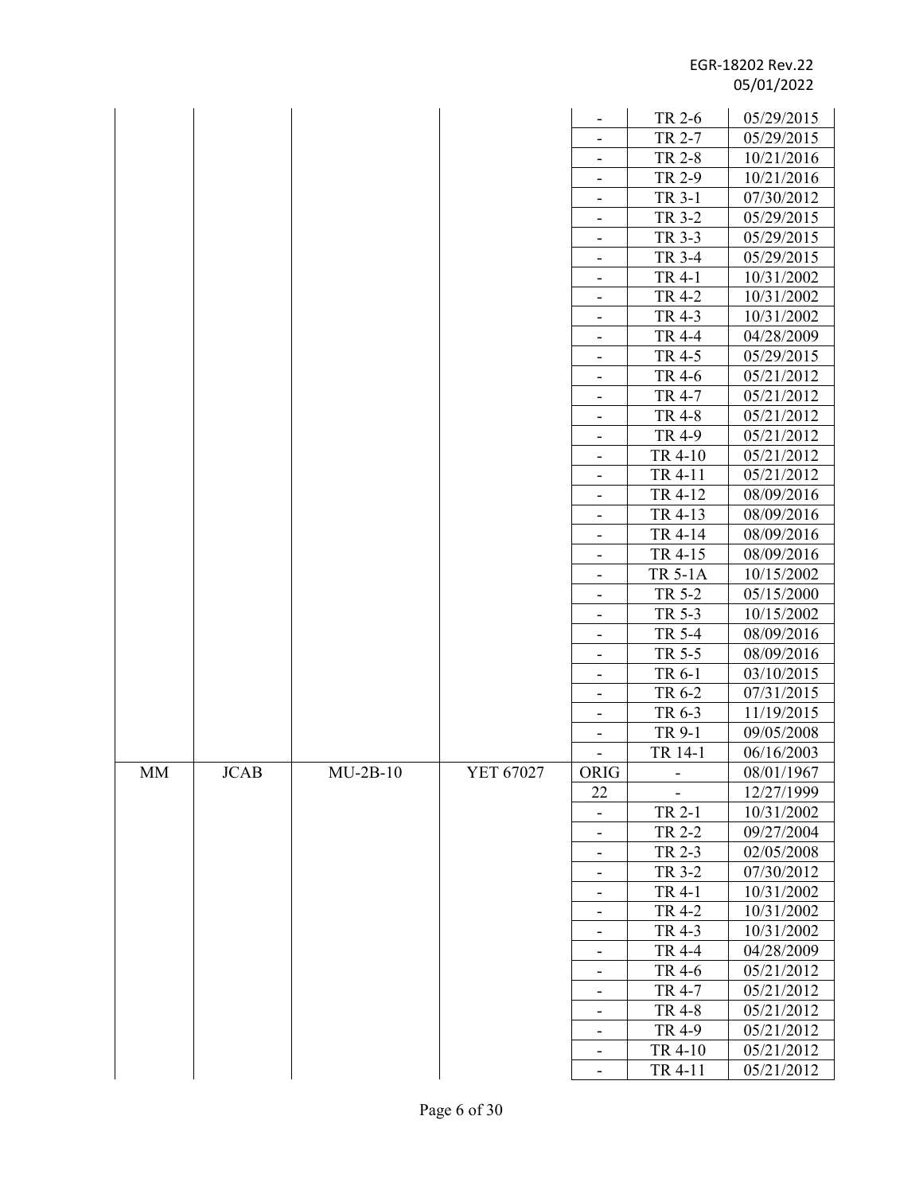| | | | | | | |
|---|---|---|---|---|---|---|
| | | | | - | TR 2-6 | 05/29/2015 |
| | | | | - | TR 2-7 | 05/29/2015 |
| | | | | - | TR 2-8 | 10/21/2016 |
| | | | | - | TR 2-9 | 10/21/2016 |
| | | | | - | TR 3-1 | 07/30/2012 |
| | | | | - | TR 3-2 | 05/29/2015 |
| | | | | - | TR 3-3 | 05/29/2015 |
| | | | | - | TR 3-4 | 05/29/2015 |
| | | | | - | TR 4-1 | 10/31/2002 |
| | | | | - | TR 4-2 | 10/31/2002 |
| | | | | - | TR 4-3 | 10/31/2002 |
| | | | | - | TR 4-4 | 04/28/2009 |
| | | | | - | TR 4-5 | 05/29/2015 |
| | | | | - | TR 4-6 | 05/21/2012 |
| | | | | - | TR 4-7 | 05/21/2012 |
| | | | | - | TR 4-8 | 05/21/2012 |
| | | | | - | TR 4-9 | 05/21/2012 |
| | | | | - | TR 4-10 | 05/21/2012 |
| | | | | - | TR 4-11 | 05/21/2012 |
| | | | | - | TR 4-12 | 08/09/2016 |
| | | | | - | TR 4-13 | 08/09/2016 |
| | | | | - | TR 4-14 | 08/09/2016 |
| | | | | - | TR 4-15 | 08/09/2016 |
| | | | | - | TR 5-1A | 10/15/2002 |
| | | | | - | TR 5-2 | 05/15/2000 |
| | | | | - | TR 5-3 | 10/15/2002 |
| | | | | - | TR 5-4 | 08/09/2016 |
| | | | | - | TR 5-5 | 08/09/2016 |
| | | | | - | TR 6-1 | 03/10/2015 |
| | | | | - | TR 6-2 | 07/31/2015 |
| | | | | - | TR 6-3 | 11/19/2015 |
| | | | | - | TR 9-1 | 09/05/2008 |
| | | | | - | TR 14-1 | 06/16/2003 |
| MM | JCAB | MU-2B-10 | YET 67027 | ORIG | - | 08/01/1967 |
| | | | | 22 | - | 12/27/1999 |
| | | | | - | TR 2-1 | 10/31/2002 |
| | | | | - | TR 2-2 | 09/27/2004 |
| | | | | - | TR 2-3 | 02/05/2008 |
| | | | | - | TR 3-2 | 07/30/2012 |
| | | | | - | TR 4-1 | 10/31/2002 |
| | | | | - | TR 4-2 | 10/31/2002 |
| | | | | - | TR 4-3 | 10/31/2002 |
| | | | | - | TR 4-4 | 04/28/2009 |
| | | | | - | TR 4-6 | 05/21/2012 |
| | | | | - | TR 4-7 | 05/21/2012 |
| | | | | - | TR 4-8 | 05/21/2012 |
| | | | | - | TR 4-9 | 05/21/2012 |
| | | | | - | TR 4-10 | 05/21/2012 |
| | | | | - | TR 4-11 | 05/21/2012 |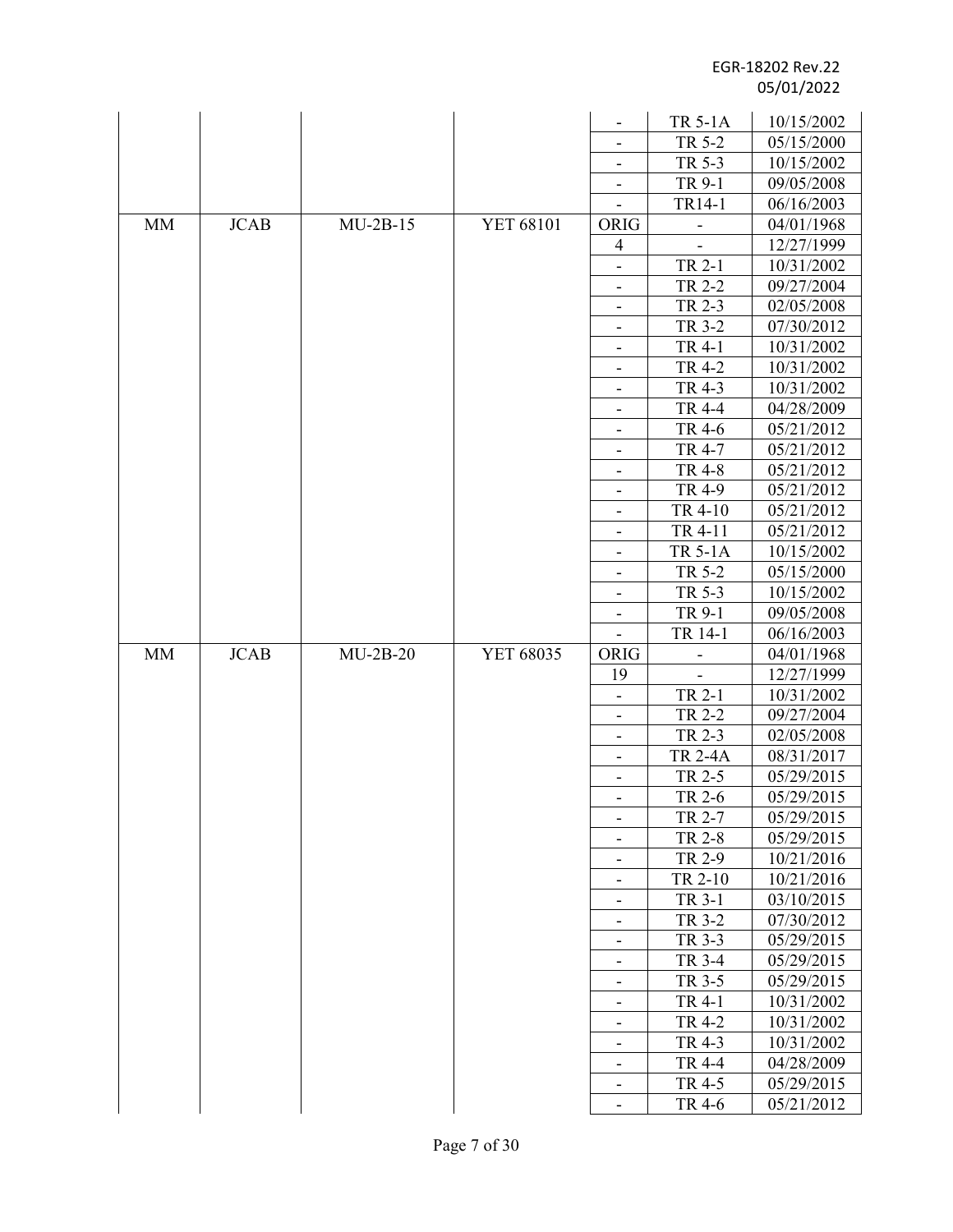| | | | | - | TR 5-1A | 10/15/2002 |
|---|---|---|---|---|---|---|
| | | | | - | TR 5-2 | 05/15/2000 |
| | | | | - | TR 5-3 | 10/15/2002 |
| | | | | - | TR 9-1 | 09/05/2008 |
| | | | | - | TR14-1 | 06/16/2003 |
| MM | JCAB | MU-2B-15 | YET 68101 | ORIG | - | 04/01/1968 |
| | | | | 4 | - | 12/27/1999 |
| | | | | - | TR 2-1 | 10/31/2002 |
| | | | | - | TR 2-2 | 09/27/2004 |
| | | | | - | TR 2-3 | 02/05/2008 |
| | | | | - | TR 3-2 | 07/30/2012 |
| | | | | - | TR 4-1 | 10/31/2002 |
| | | | | - | TR 4-2 | 10/31/2002 |
| | | | | - | TR 4-3 | 10/31/2002 |
| | | | | - | TR 4-4 | 04/28/2009 |
| | | | | - | TR 4-6 | 05/21/2012 |
| | | | | - | TR 4-7 | 05/21/2012 |
| | | | | - | TR 4-8 | 05/21/2012 |
| | | | | - | TR 4-9 | 05/21/2012 |
| | | | | - | TR 4-10 | 05/21/2012 |
| | | | | - | TR 4-11 | 05/21/2012 |
| | | | | - | TR 5-1A | 10/15/2002 |
| | | | | - | TR 5-2 | 05/15/2000 |
| | | | | - | TR 5-3 | 10/15/2002 |
| | | | | - | TR 9-1 | 09/05/2008 |
| | | | | - | TR 14-1 | 06/16/2003 |
| MM | JCAB | MU-2B-20 | YET 68035 | ORIG | - | 04/01/1968 |
| | | | | 19 | - | 12/27/1999 |
| | | | | - | TR 2-1 | 10/31/2002 |
| | | | | - | TR 2-2 | 09/27/2004 |
| | | | | - | TR 2-3 | 02/05/2008 |
| | | | | - | TR 2-4A | 08/31/2017 |
| | | | | - | TR 2-5 | 05/29/2015 |
| | | | | - | TR 2-6 | 05/29/2015 |
| | | | | - | TR 2-7 | 05/29/2015 |
| | | | | - | TR 2-8 | 05/29/2015 |
| | | | | - | TR 2-9 | 10/21/2016 |
| | | | | - | TR 2-10 | 10/21/2016 |
| | | | | - | TR 3-1 | 03/10/2015 |
| | | | | - | TR 3-2 | 07/30/2012 |
| | | | | - | TR 3-3 | 05/29/2015 |
| | | | | - | TR 3-4 | 05/29/2015 |
| | | | | - | TR 3-5 | 05/29/2015 |
| | | | | - | TR 4-1 | 10/31/2002 |
| | | | | - | TR 4-2 | 10/31/2002 |
| | | | | - | TR 4-3 | 10/31/2002 |
| | | | | - | TR 4-4 | 04/28/2009 |
| | | | | - | TR 4-5 | 05/29/2015 |
| | | | | - | TR 4-6 | 05/21/2012 |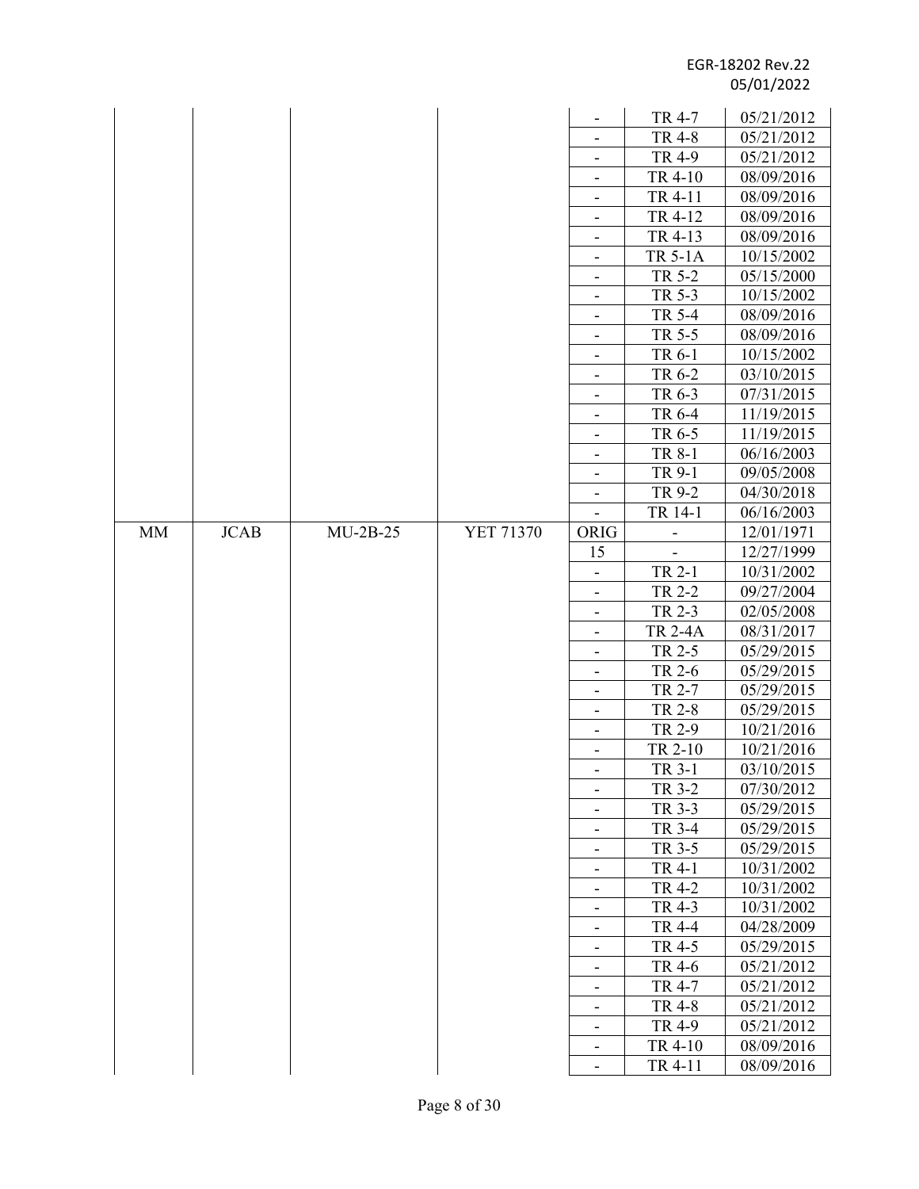| | | | | - | TR 4-7 | 05/21/2012 |
|---|---|---|---|---|---|---|
| | | | | - | TR 4-8 | 05/21/2012 |
| | | | | - | TR 4-9 | 05/21/2012 |
| | | | | - | TR 4-10 | 08/09/2016 |
| | | | | - | TR 4-11 | 08/09/2016 |
| | | | | - | TR 4-12 | 08/09/2016 |
| | | | | - | TR 4-13 | 08/09/2016 |
| | | | | - | TR 5-1A | 10/15/2002 |
| | | | | - | TR 5-2 | 05/15/2000 |
| | | | | - | TR 5-3 | 10/15/2002 |
| | | | | - | TR 5-4 | 08/09/2016 |
| | | | | - | TR 5-5 | 08/09/2016 |
| | | | | - | TR 6-1 | 10/15/2002 |
| | | | | - | TR 6-2 | 03/10/2015 |
| | | | | - | TR 6-3 | 07/31/2015 |
| | | | | - | TR 6-4 | 11/19/2015 |
| | | | | - | TR 6-5 | 11/19/2015 |
| | | | | - | TR 8-1 | 06/16/2003 |
| | | | | - | TR 9-1 | 09/05/2008 |
| | | | | - | TR 9-2 | 04/30/2018 |
| | | | | - | TR 14-1 | 06/16/2003 |
| MM | JCAB | MU-2B-25 | YET 71370 | ORIG | - | 12/01/1971 |
| | | | | 15 | - | 12/27/1999 |
| | | | | - | TR 2-1 | 10/31/2002 |
| | | | | - | TR 2-2 | 09/27/2004 |
| | | | | - | TR 2-3 | 02/05/2008 |
| | | | | - | TR 2-4A | 08/31/2017 |
| | | | | - | TR 2-5 | 05/29/2015 |
| | | | | - | TR 2-6 | 05/29/2015 |
| | | | | - | TR 2-7 | 05/29/2015 |
| | | | | - | TR 2-8 | 05/29/2015 |
| | | | | - | TR 2-9 | 10/21/2016 |
| | | | | - | TR 2-10 | 10/21/2016 |
| | | | | - | TR 3-1 | 03/10/2015 |
| | | | | - | TR 3-2 | 07/30/2012 |
| | | | | - | TR 3-3 | 05/29/2015 |
| | | | | - | TR 3-4 | 05/29/2015 |
| | | | | - | TR 3-5 | 05/29/2015 |
| | | | | - | TR 4-1 | 10/31/2002 |
| | | | | - | TR 4-2 | 10/31/2002 |
| | | | | - | TR 4-3 | 10/31/2002 |
| | | | | - | TR 4-4 | 04/28/2009 |
| | | | | - | TR 4-5 | 05/29/2015 |
| | | | | - | TR 4-6 | 05/21/2012 |
| | | | | - | TR 4-7 | 05/21/2012 |
| | | | | - | TR 4-8 | 05/21/2012 |
| | | | | - | TR 4-9 | 05/21/2012 |
| | | | | - | TR 4-10 | 08/09/2016 |
| | | | | - | TR 4-11 | 08/09/2016 |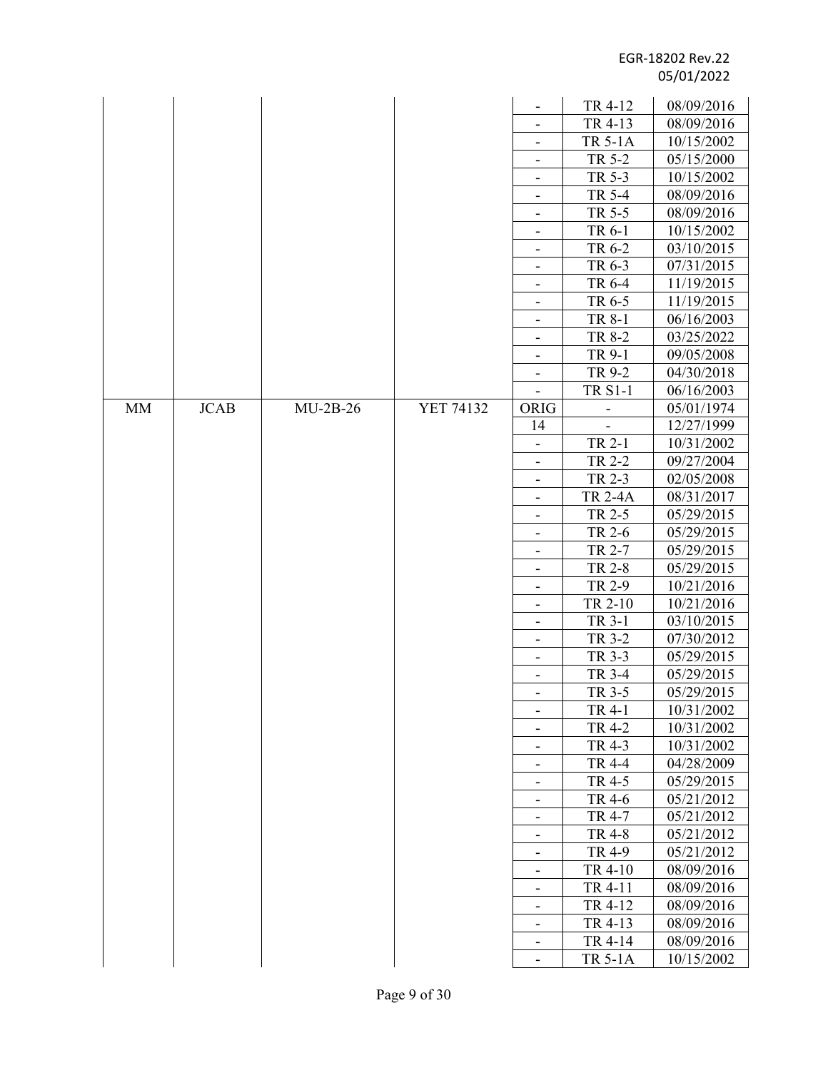| | | | | - | TR 4-12 | 08/09/2016 |
|---|---|---|---|---|---|---|
| | | | | - | TR 4-13 | 08/09/2016 |
| | | | | - | TR 5-1A | 10/15/2002 |
| | | | | - | TR 5-2 | 05/15/2000 |
| | | | | - | TR 5-3 | 10/15/2002 |
| | | | | - | TR 5-4 | 08/09/2016 |
| | | | | - | TR 5-5 | 08/09/2016 |
| | | | | - | TR 6-1 | 10/15/2002 |
| | | | | - | TR 6-2 | 03/10/2015 |
| | | | | - | TR 6-3 | 07/31/2015 |
| | | | | - | TR 6-4 | 11/19/2015 |
| | | | | - | TR 6-5 | 11/19/2015 |
| | | | | - | TR 8-1 | 06/16/2003 |
| | | | | - | TR 8-2 | 03/25/2022 |
| | | | | - | TR 9-1 | 09/05/2008 |
| | | | | - | TR 9-2 | 04/30/2018 |
| | | | | - | TR S1-1 | 06/16/2003 |
| MM | JCAB | MU-2B-26 | YET 74132 | ORIG | - | 05/01/1974 |
| | | | | 14 | - | 12/27/1999 |
| | | | | - | TR 2-1 | 10/31/2002 |
| | | | | - | TR 2-2 | 09/27/2004 |
| | | | | - | TR 2-3 | 02/05/2008 |
| | | | | - | TR 2-4A | 08/31/2017 |
| | | | | - | TR 2-5 | 05/29/2015 |
| | | | | - | TR 2-6 | 05/29/2015 |
| | | | | - | TR 2-7 | 05/29/2015 |
| | | | | - | TR 2-8 | 05/29/2015 |
| | | | | - | TR 2-9 | 10/21/2016 |
| | | | | - | TR 2-10 | 10/21/2016 |
| | | | | - | TR 3-1 | 03/10/2015 |
| | | | | - | TR 3-2 | 07/30/2012 |
| | | | | - | TR 3-3 | 05/29/2015 |
| | | | | - | TR 3-4 | 05/29/2015 |
| | | | | - | TR 3-5 | 05/29/2015 |
| | | | | - | TR 4-1 | 10/31/2002 |
| | | | | - | TR 4-2 | 10/31/2002 |
| | | | | - | TR 4-3 | 10/31/2002 |
| | | | | - | TR 4-4 | 04/28/2009 |
| | | | | - | TR 4-5 | 05/29/2015 |
| | | | | - | TR 4-6 | 05/21/2012 |
| | | | | - | TR 4-7 | 05/21/2012 |
| | | | | - | TR 4-8 | 05/21/2012 |
| | | | | - | TR 4-9 | 05/21/2012 |
| | | | | - | TR 4-10 | 08/09/2016 |
| | | | | - | TR 4-11 | 08/09/2016 |
| | | | | - | TR 4-12 | 08/09/2016 |
| | | | | - | TR 4-13 | 08/09/2016 |
| | | | | - | TR 4-14 | 08/09/2016 |
| | | | | - | TR 5-1A | 10/15/2002 |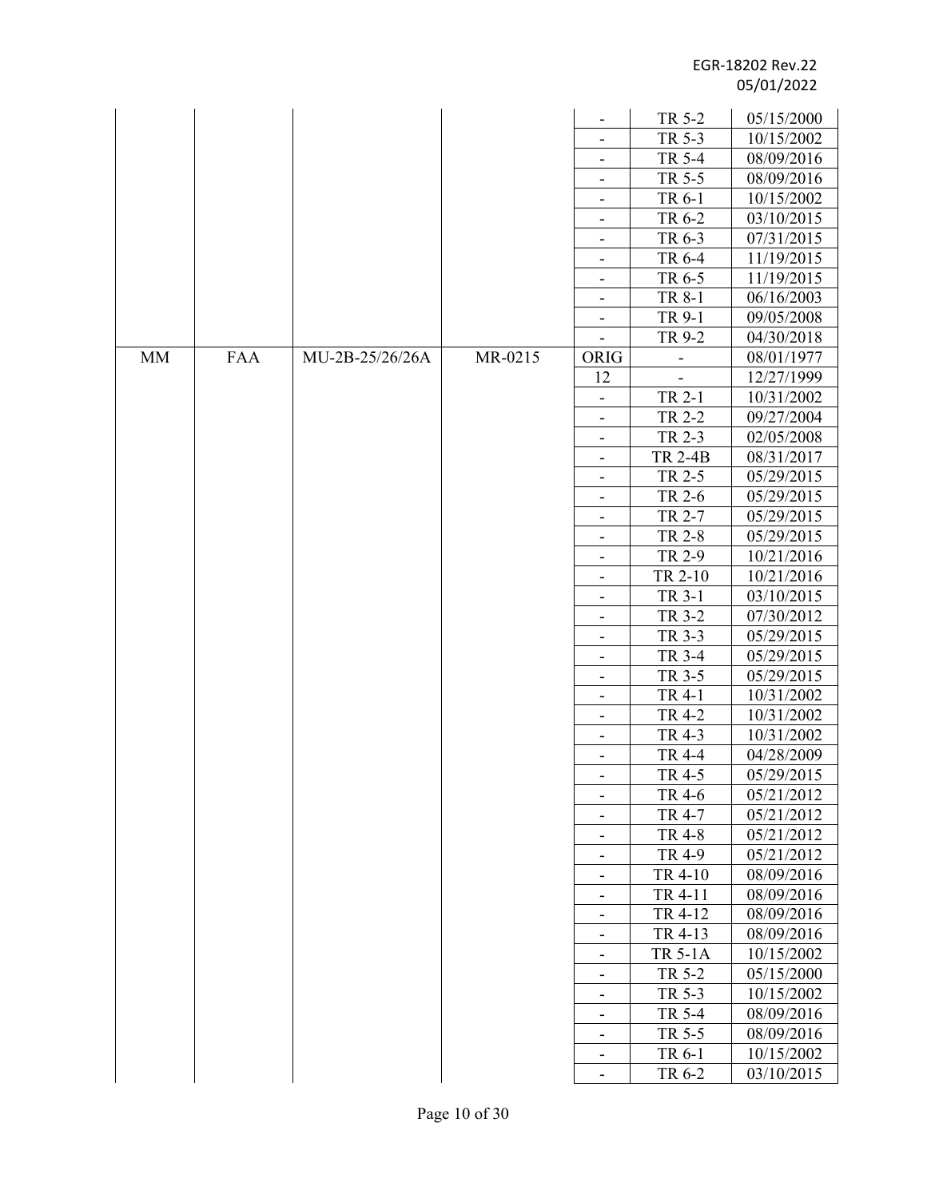| | | | | | | |
|---|---|---|---|---|---|---|
| | | | | - | TR 5-2 | 05/15/2000 |
| | | | | - | TR 5-3 | 10/15/2002 |
| | | | | - | TR 5-4 | 08/09/2016 |
| | | | | - | TR 5-5 | 08/09/2016 |
| | | | | - | TR 6-1 | 10/15/2002 |
| | | | | - | TR 6-2 | 03/10/2015 |
| | | | | - | TR 6-3 | 07/31/2015 |
| | | | | - | TR 6-4 | 11/19/2015 |
| | | | | - | TR 6-5 | 11/19/2015 |
| | | | | - | TR 8-1 | 06/16/2003 |
| | | | | - | TR 9-1 | 09/05/2008 |
| | | | | - | TR 9-2 | 04/30/2018 |
| MM | FAA | MU-2B-25/26/26A | MR-0215 | ORIG | - | 08/01/1977 |
| | | | | 12 | - | 12/27/1999 |
| | | | | - | TR 2-1 | 10/31/2002 |
| | | | | - | TR 2-2 | 09/27/2004 |
| | | | | - | TR 2-3 | 02/05/2008 |
| | | | | - | TR 2-4B | 08/31/2017 |
| | | | | - | TR 2-5 | 05/29/2015 |
| | | | | - | TR 2-6 | 05/29/2015 |
| | | | | - | TR 2-7 | 05/29/2015 |
| | | | | - | TR 2-8 | 05/29/2015 |
| | | | | - | TR 2-9 | 10/21/2016 |
| | | | | - | TR 2-10 | 10/21/2016 |
| | | | | - | TR 3-1 | 03/10/2015 |
| | | | | - | TR 3-2 | 07/30/2012 |
| | | | | - | TR 3-3 | 05/29/2015 |
| | | | | - | TR 3-4 | 05/29/2015 |
| | | | | - | TR 3-5 | 05/29/2015 |
| | | | | - | TR 4-1 | 10/31/2002 |
| | | | | - | TR 4-2 | 10/31/2002 |
| | | | | - | TR 4-3 | 10/31/2002 |
| | | | | - | TR 4-4 | 04/28/2009 |
| | | | | - | TR 4-5 | 05/29/2015 |
| | | | | - | TR 4-6 | 05/21/2012 |
| | | | | - | TR 4-7 | 05/21/2012 |
| | | | | - | TR 4-8 | 05/21/2012 |
| | | | | - | TR 4-9 | 05/21/2012 |
| | | | | - | TR 4-10 | 08/09/2016 |
| | | | | - | TR 4-11 | 08/09/2016 |
| | | | | - | TR 4-12 | 08/09/2016 |
| | | | | - | TR 4-13 | 08/09/2016 |
| | | | | - | TR 5-1A | 10/15/2002 |
| | | | | - | TR 5-2 | 05/15/2000 |
| | | | | - | TR 5-3 | 10/15/2002 |
| | | | | - | TR 5-4 | 08/09/2016 |
| | | | | - | TR 5-5 | 08/09/2016 |
| | | | | - | TR 6-1 | 10/15/2002 |
| | | | | - | TR 6-2 | 03/10/2015 |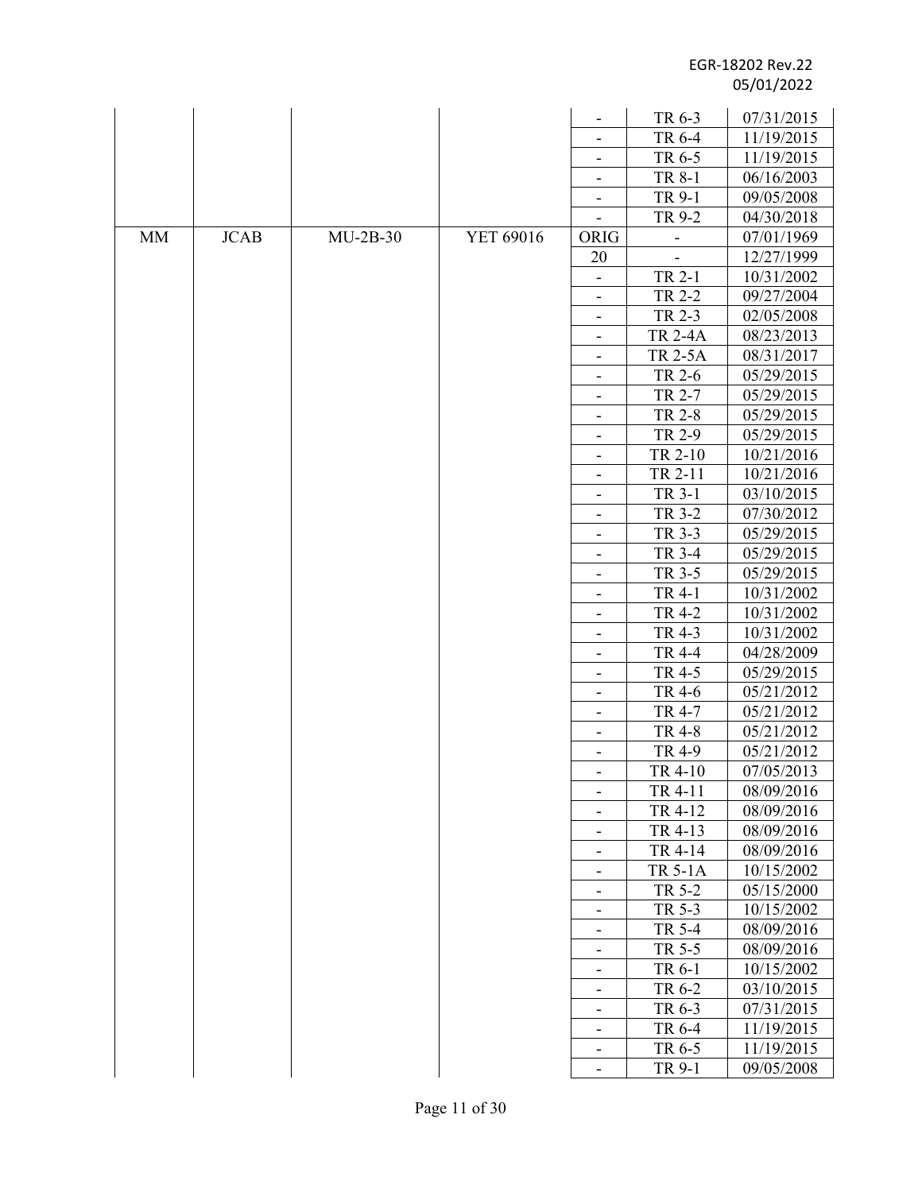| | | | | | | |
|---|---|---|---|---|---|---|
| | | | | - | TR 6-3 | 07/31/2015 |
| | | | | - | TR 6-4 | 11/19/2015 |
| | | | | - | TR 6-5 | 11/19/2015 |
| | | | | - | TR 8-1 | 06/16/2003 |
| | | | | - | TR 9-1 | 09/05/2008 |
| | | | | - | TR 9-2 | 04/30/2018 |
| MM | JCAB | MU-2B-30 | YET 69016 | ORIG | - | 07/01/1969 |
| | | | | 20 | - | 12/27/1999 |
| | | | | - | TR 2-1 | 10/31/2002 |
| | | | | - | TR 2-2 | 09/27/2004 |
| | | | | - | TR 2-3 | 02/05/2008 |
| | | | | - | TR 2-4A | 08/23/2013 |
| | | | | - | TR 2-5A | 08/31/2017 |
| | | | | - | TR 2-6 | 05/29/2015 |
| | | | | - | TR 2-7 | 05/29/2015 |
| | | | | - | TR 2-8 | 05/29/2015 |
| | | | | - | TR 2-9 | 05/29/2015 |
| | | | | - | TR 2-10 | 10/21/2016 |
| | | | | - | TR 2-11 | 10/21/2016 |
| | | | | - | TR 3-1 | 03/10/2015 |
| | | | | - | TR 3-2 | 07/30/2012 |
| | | | | - | TR 3-3 | 05/29/2015 |
| | | | | - | TR 3-4 | 05/29/2015 |
| | | | | - | TR 3-5 | 05/29/2015 |
| | | | | - | TR 4-1 | 10/31/2002 |
| | | | | - | TR 4-2 | 10/31/2002 |
| | | | | - | TR 4-3 | 10/31/2002 |
| | | | | - | TR 4-4 | 04/28/2009 |
| | | | | - | TR 4-5 | 05/29/2015 |
| | | | | - | TR 4-6 | 05/21/2012 |
| | | | | - | TR 4-7 | 05/21/2012 |
| | | | | - | TR 4-8 | 05/21/2012 |
| | | | | - | TR 4-9 | 05/21/2012 |
| | | | | - | TR 4-10 | 07/05/2013 |
| | | | | - | TR 4-11 | 08/09/2016 |
| | | | | - | TR 4-12 | 08/09/2016 |
| | | | | - | TR 4-13 | 08/09/2016 |
| | | | | - | TR 4-14 | 08/09/2016 |
| | | | | - | TR 5-1A | 10/15/2002 |
| | | | | - | TR 5-2 | 05/15/2000 |
| | | | | - | TR 5-3 | 10/15/2002 |
| | | | | - | TR 5-4 | 08/09/2016 |
| | | | | - | TR 5-5 | 08/09/2016 |
| | | | | - | TR 6-1 | 10/15/2002 |
| | | | | - | TR 6-2 | 03/10/2015 |
| | | | | - | TR 6-3 | 07/31/2015 |
| | | | | - | TR 6-4 | 11/19/2015 |
| | | | | - | TR 6-5 | 11/19/2015 |
| | | | | - | TR 9-1 | 09/05/2008 |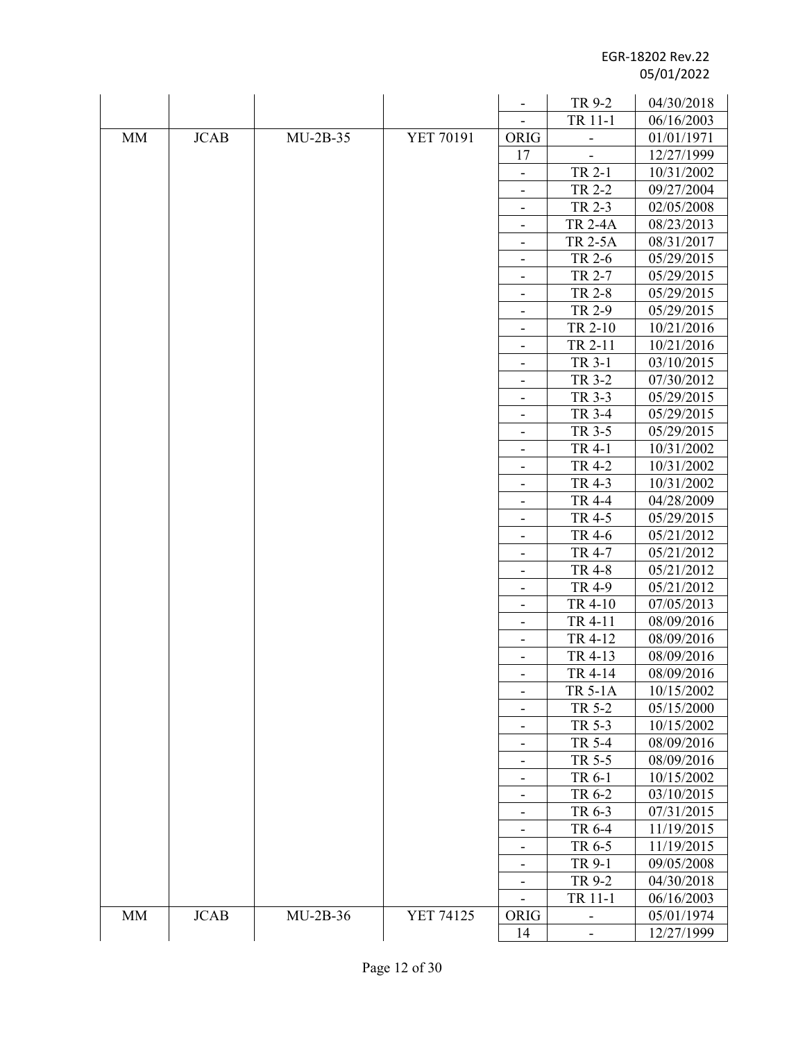| | | | | - | TR 9-2 | 04/30/2018 |
|---|---|---|---|---|---|---|
| | | | | - | TR 11-1 | 06/16/2003 |
| MM | JCAB | MU-2B-35 | YET 70191 | ORIG | - | 01/01/1971 |
| | | | | 17 | - | 12/27/1999 |
| | | | | - | TR 2-1 | 10/31/2002 |
| | | | | - | TR 2-2 | 09/27/2004 |
| | | | | - | TR 2-3 | 02/05/2008 |
| | | | | - | TR 2-4A | 08/23/2013 |
| | | | | - | TR 2-5A | 08/31/2017 |
| | | | | - | TR 2-6 | 05/29/2015 |
| | | | | - | TR 2-7 | 05/29/2015 |
| | | | | - | TR 2-8 | 05/29/2015 |
| | | | | - | TR 2-9 | 05/29/2015 |
| | | | | - | TR 2-10 | 10/21/2016 |
| | | | | - | TR 2-11 | 10/21/2016 |
| | | | | - | TR 3-1 | 03/10/2015 |
| | | | | - | TR 3-2 | 07/30/2012 |
| | | | | - | TR 3-3 | 05/29/2015 |
| | | | | - | TR 3-4 | 05/29/2015 |
| | | | | - | TR 3-5 | 05/29/2015 |
| | | | | - | TR 4-1 | 10/31/2002 |
| | | | | - | TR 4-2 | 10/31/2002 |
| | | | | - | TR 4-3 | 10/31/2002 |
| | | | | - | TR 4-4 | 04/28/2009 |
| | | | | - | TR 4-5 | 05/29/2015 |
| | | | | - | TR 4-6 | 05/21/2012 |
| | | | | - | TR 4-7 | 05/21/2012 |
| | | | | - | TR 4-8 | 05/21/2012 |
| | | | | - | TR 4-9 | 05/21/2012 |
| | | | | - | TR 4-10 | 07/05/2013 |
| | | | | - | TR 4-11 | 08/09/2016 |
| | | | | - | TR 4-12 | 08/09/2016 |
| | | | | - | TR 4-13 | 08/09/2016 |
| | | | | - | TR 4-14 | 08/09/2016 |
| | | | | - | TR 5-1A | 10/15/2002 |
| | | | | - | TR 5-2 | 05/15/2000 |
| | | | | - | TR 5-3 | 10/15/2002 |
| | | | | - | TR 5-4 | 08/09/2016 |
| | | | | - | TR 5-5 | 08/09/2016 |
| | | | | - | TR 6-1 | 10/15/2002 |
| | | | | - | TR 6-2 | 03/10/2015 |
| | | | | - | TR 6-3 | 07/31/2015 |
| | | | | - | TR 6-4 | 11/19/2015 |
| | | | | - | TR 6-5 | 11/19/2015 |
| | | | | - | TR 9-1 | 09/05/2008 |
| | | | | - | TR 9-2 | 04/30/2018 |
| | | | | - | TR 11-1 | 06/16/2003 |
| MM | JCAB | MU-2B-36 | YET 74125 | ORIG | - | 05/01/1974 |
| | | | | 14 | - | 12/27/1999 |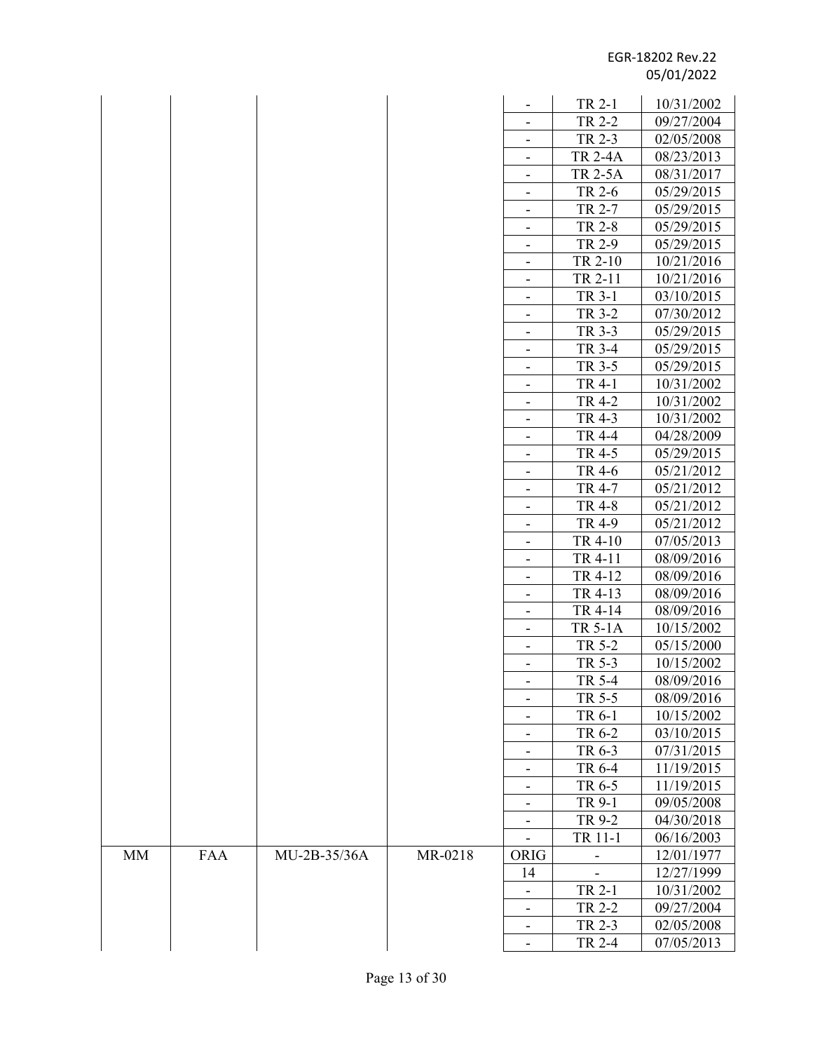| | | | | | | |
|---|---|---|---|---|---|---|
| | | | | - | TR 2-1 | 10/31/2002 |
| | | | | - | TR 2-2 | 09/27/2004 |
| | | | | - | TR 2-3 | 02/05/2008 |
| | | | | - | TR 2-4A | 08/23/2013 |
| | | | | - | TR 2-5A | 08/31/2017 |
| | | | | - | TR 2-6 | 05/29/2015 |
| | | | | - | TR 2-7 | 05/29/2015 |
| | | | | - | TR 2-8 | 05/29/2015 |
| | | | | - | TR 2-9 | 05/29/2015 |
| | | | | - | TR 2-10 | 10/21/2016 |
| | | | | - | TR 2-11 | 10/21/2016 |
| | | | | - | TR 3-1 | 03/10/2015 |
| | | | | - | TR 3-2 | 07/30/2012 |
| | | | | - | TR 3-3 | 05/29/2015 |
| | | | | - | TR 3-4 | 05/29/2015 |
| | | | | - | TR 3-5 | 05/29/2015 |
| | | | | - | TR 4-1 | 10/31/2002 |
| | | | | - | TR 4-2 | 10/31/2002 |
| | | | | - | TR 4-3 | 10/31/2002 |
| | | | | - | TR 4-4 | 04/28/2009 |
| | | | | - | TR 4-5 | 05/29/2015 |
| | | | | - | TR 4-6 | 05/21/2012 |
| | | | | - | TR 4-7 | 05/21/2012 |
| | | | | - | TR 4-8 | 05/21/2012 |
| | | | | - | TR 4-9 | 05/21/2012 |
| | | | | - | TR 4-10 | 07/05/2013 |
| | | | | - | TR 4-11 | 08/09/2016 |
| | | | | - | TR 4-12 | 08/09/2016 |
| | | | | - | TR 4-13 | 08/09/2016 |
| | | | | - | TR 4-14 | 08/09/2016 |
| | | | | - | TR 5-1A | 10/15/2002 |
| | | | | - | TR 5-2 | 05/15/2000 |
| | | | | - | TR 5-3 | 10/15/2002 |
| | | | | - | TR 5-4 | 08/09/2016 |
| | | | | - | TR 5-5 | 08/09/2016 |
| | | | | - | TR 6-1 | 10/15/2002 |
| | | | | - | TR 6-2 | 03/10/2015 |
| | | | | - | TR 6-3 | 07/31/2015 |
| | | | | - | TR 6-4 | 11/19/2015 |
| | | | | - | TR 6-5 | 11/19/2015 |
| | | | | - | TR 9-1 | 09/05/2008 |
| | | | | - | TR 9-2 | 04/30/2018 |
| | | | | - | TR 11-1 | 06/16/2003 |
| MM | FAA | MU-2B-35/36A | MR-0218 | ORIG | - | 12/01/1977 |
| | | | | 14 | - | 12/27/1999 |
| | | | | - | TR 2-1 | 10/31/2002 |
| | | | | - | TR 2-2 | 09/27/2004 |
| | | | | - | TR 2-3 | 02/05/2008 |
| | | | | - | TR 2-4 | 07/05/2013 |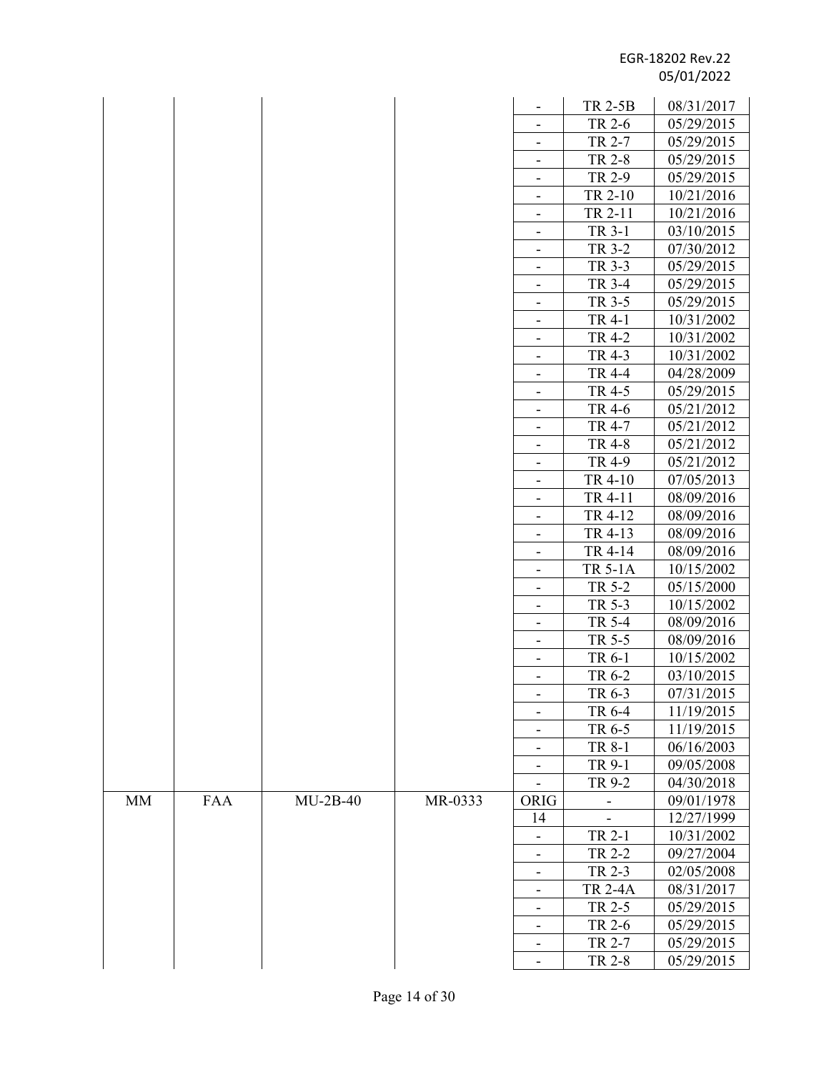| | | | | - | TR 2-5B | 08/31/2017 |
|---|---|---|---|---|---|---|
| | | | | - | TR 2-6 | 05/29/2015 |
| | | | | - | TR 2-7 | 05/29/2015 |
| | | | | - | TR 2-8 | 05/29/2015 |
| | | | | - | TR 2-9 | 05/29/2015 |
| | | | | - | TR 2-10 | 10/21/2016 |
| | | | | - | TR 2-11 | 10/21/2016 |
| | | | | - | TR 3-1 | 03/10/2015 |
| | | | | - | TR 3-2 | 07/30/2012 |
| | | | | - | TR 3-3 | 05/29/2015 |
| | | | | - | TR 3-4 | 05/29/2015 |
| | | | | - | TR 3-5 | 05/29/2015 |
| | | | | - | TR 4-1 | 10/31/2002 |
| | | | | - | TR 4-2 | 10/31/2002 |
| | | | | - | TR 4-3 | 10/31/2002 |
| | | | | - | TR 4-4 | 04/28/2009 |
| | | | | - | TR 4-5 | 05/29/2015 |
| | | | | - | TR 4-6 | 05/21/2012 |
| | | | | - | TR 4-7 | 05/21/2012 |
| | | | | - | TR 4-8 | 05/21/2012 |
| | | | | - | TR 4-9 | 05/21/2012 |
| | | | | - | TR 4-10 | 07/05/2013 |
| | | | | - | TR 4-11 | 08/09/2016 |
| | | | | - | TR 4-12 | 08/09/2016 |
| | | | | - | TR 4-13 | 08/09/2016 |
| | | | | - | TR 4-14 | 08/09/2016 |
| | | | | - | TR 5-1A | 10/15/2002 |
| | | | | - | TR 5-2 | 05/15/2000 |
| | | | | - | TR 5-3 | 10/15/2002 |
| | | | | - | TR 5-4 | 08/09/2016 |
| | | | | - | TR 5-5 | 08/09/2016 |
| | | | | - | TR 6-1 | 10/15/2002 |
| | | | | - | TR 6-2 | 03/10/2015 |
| | | | | - | TR 6-3 | 07/31/2015 |
| | | | | - | TR 6-4 | 11/19/2015 |
| | | | | - | TR 6-5 | 11/19/2015 |
| | | | | - | TR 8-1 | 06/16/2003 |
| | | | | - | TR 9-1 | 09/05/2008 |
| | | | | - | TR 9-2 | 04/30/2018 |
| MM | FAA | MU-2B-40 | MR-0333 | ORIG | - | 09/01/1978 |
| | | | | 14 | - | 12/27/1999 |
| | | | | - | TR 2-1 | 10/31/2002 |
| | | | | - | TR 2-2 | 09/27/2004 |
| | | | | - | TR 2-3 | 02/05/2008 |
| | | | | - | TR 2-4A | 08/31/2017 |
| | | | | - | TR 2-5 | 05/29/2015 |
| | | | | - | TR 2-6 | 05/29/2015 |
| | | | | - | TR 2-7 | 05/29/2015 |
| | | | | - | TR 2-8 | 05/29/2015 |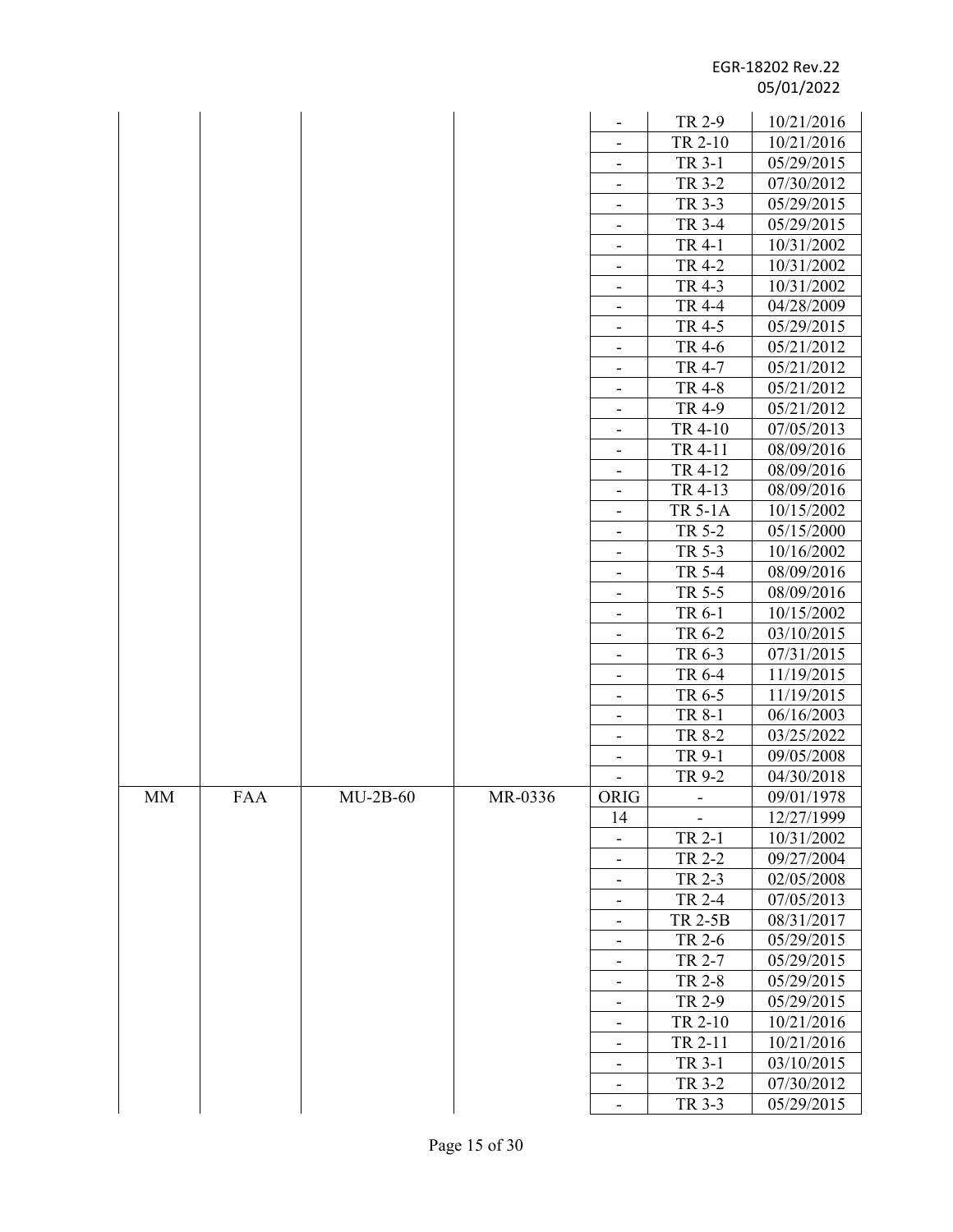| | | | | | | |
|---|---|---|---|---|---|---|
| | | | | - | TR 2-9 | 10/21/2016 |
| | | | | - | TR 2-10 | 10/21/2016 |
| | | | | - | TR 3-1 | 05/29/2015 |
| | | | | - | TR 3-2 | 07/30/2012 |
| | | | | - | TR 3-3 | 05/29/2015 |
| | | | | - | TR 3-4 | 05/29/2015 |
| | | | | - | TR 4-1 | 10/31/2002 |
| | | | | - | TR 4-2 | 10/31/2002 |
| | | | | - | TR 4-3 | 10/31/2002 |
| | | | | - | TR 4-4 | 04/28/2009 |
| | | | | - | TR 4-5 | 05/29/2015 |
| | | | | - | TR 4-6 | 05/21/2012 |
| | | | | - | TR 4-7 | 05/21/2012 |
| | | | | - | TR 4-8 | 05/21/2012 |
| | | | | - | TR 4-9 | 05/21/2012 |
| | | | | - | TR 4-10 | 07/05/2013 |
| | | | | - | TR 4-11 | 08/09/2016 |
| | | | | - | TR 4-12 | 08/09/2016 |
| | | | | - | TR 4-13 | 08/09/2016 |
| | | | | - | TR 5-1A | 10/15/2002 |
| | | | | - | TR 5-2 | 05/15/2000 |
| | | | | - | TR 5-3 | 10/16/2002 |
| | | | | - | TR 5-4 | 08/09/2016 |
| | | | | - | TR 5-5 | 08/09/2016 |
| | | | | - | TR 6-1 | 10/15/2002 |
| | | | | - | TR 6-2 | 03/10/2015 |
| | | | | - | TR 6-3 | 07/31/2015 |
| | | | | - | TR 6-4 | 11/19/2015 |
| | | | | - | TR 6-5 | 11/19/2015 |
| | | | | - | TR 8-1 | 06/16/2003 |
| | | | | - | TR 8-2 | 03/25/2022 |
| | | | | - | TR 9-1 | 09/05/2008 |
| | | | | - | TR 9-2 | 04/30/2018 |
| MM | FAA | MU-2B-60 | MR-0336 | ORIG | - | 09/01/1978 |
| | | | | 14 | - | 12/27/1999 |
| | | | | - | TR 2-1 | 10/31/2002 |
| | | | | - | TR 2-2 | 09/27/2004 |
| | | | | - | TR 2-3 | 02/05/2008 |
| | | | | - | TR 2-4 | 07/05/2013 |
| | | | | - | TR 2-5B | 08/31/2017 |
| | | | | - | TR 2-6 | 05/29/2015 |
| | | | | - | TR 2-7 | 05/29/2015 |
| | | | | - | TR 2-8 | 05/29/2015 |
| | | | | - | TR 2-9 | 05/29/2015 |
| | | | | - | TR 2-10 | 10/21/2016 |
| | | | | - | TR 2-11 | 10/21/2016 |
| | | | | - | TR 3-1 | 03/10/2015 |
| | | | | - | TR 3-2 | 07/30/2012 |
| | | | | - | TR 3-3 | 05/29/2015 |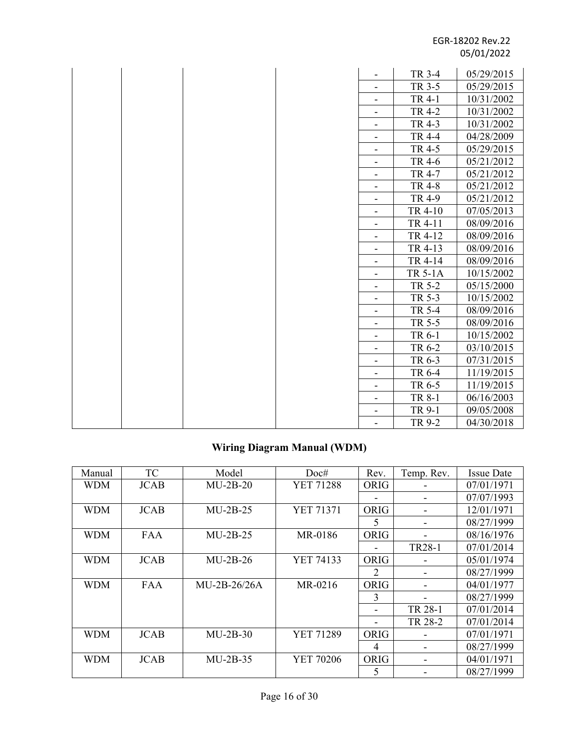| | | | | - | TR 3-4 | 05/29/2015 |
|---|---|---|---|---|---|---|
| | | | | - | TR 3-5 | 05/29/2015 |
| | | | | - | TR 4-1 | 10/31/2002 |
| | | | | - | TR 4-2 | 10/31/2002 |
| | | | | - | TR 4-3 | 10/31/2002 |
| | | | | - | TR 4-4 | 04/28/2009 |
| | | | | - | TR 4-5 | 05/29/2015 |
| | | | | - | TR 4-6 | 05/21/2012 |
| | | | | - | TR 4-7 | 05/21/2012 |
| | | | | - | TR 4-8 | 05/21/2012 |
| | | | | - | TR 4-9 | 05/21/2012 |
| | | | | - | TR 4-10 | 07/05/2013 |
| | | | | - | TR 4-11 | 08/09/2016 |
| | | | | - | TR 4-12 | 08/09/2016 |
| | | | | - | TR 4-13 | 08/09/2016 |
| | | | | - | TR 4-14 | 08/09/2016 |
| | | | | - | TR 5-1A | 10/15/2002 |
| | | | | - | TR 5-2 | 05/15/2000 |
| | | | | - | TR 5-3 | 10/15/2002 |
| | | | | - | TR 5-4 | 08/09/2016 |
| | | | | - | TR 5-5 | 08/09/2016 |
| | | | | - | TR 6-1 | 10/15/2002 |
| | | | | - | TR 6-2 | 03/10/2015 |
| | | | | - | TR 6-3 | 07/31/2015 |
| | | | | - | TR 6-4 | 11/19/2015 |
| | | | | - | TR 6-5 | 11/19/2015 |
| | | | | - | TR 8-1 | 06/16/2003 |
| | | | | - | TR 9-1 | 09/05/2008 |
| | | | | - | TR 9-2 | 04/30/2018 |

## Wiring Diagram Manual (WDM)

| Manual | TC | Model | Doc# | Rev. | Temp. Rev. | Issue Date |
|---|---|---|---|---|---|---|
| WDM | JCAB | MU-2B-20 | YET 71288 | ORIG | - | 07/01/1971 |
| | | | | - | - | 07/07/1993 |
| WDM | JCAB | MU-2B-25 | YET 71371 | ORIG | - | 12/01/1971 |
| | | | | 5 | - | 08/27/1999 |
| WDM | FAA | MU-2B-25 | MR-0186 | ORIG | - | 08/16/1976 |
| | | | | - | TR28-1 | 07/01/2014 |
| WDM | JCAB | MU-2B-26 | YET 74133 | ORIG | - | 05/01/1974 |
| | | | | 2 | - | 08/27/1999 |
| WDM | FAA | MU-2B-26/26A | MR-0216 | ORIG | - | 04/01/1977 |
| | | | | 3 | - | 08/27/1999 |
| | | | | - | TR 28-1 | 07/01/2014 |
| | | | | - | TR 28-2 | 07/01/2014 |
| WDM | JCAB | MU-2B-30 | YET 71289 | ORIG | - | 07/01/1971 |
| | | | | 4 | - | 08/27/1999 |
| WDM | JCAB | MU-2B-35 | YET 70206 | ORIG | - | 04/01/1971 |
| | | | | 5 | - | 08/27/1999 |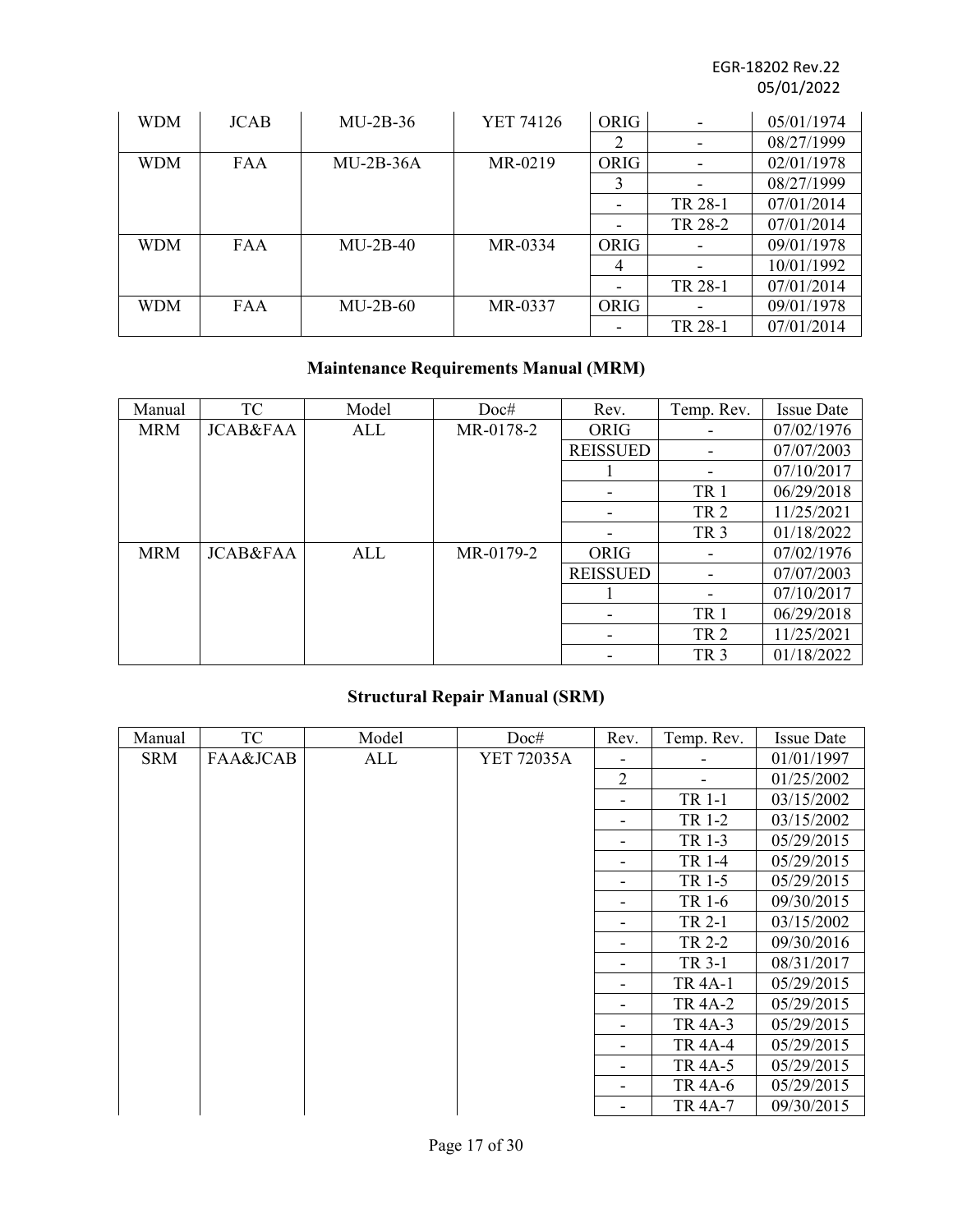| WDM | JCAB | MU-2B-36 | YET 74126 | ORIG | - | 05/01/1974 |
|---|---|---|---|---|---|---|
| | | | | 2 | - | 08/27/1999 |
| WDM | FAA | MU-2B-36A | MR-0219 | ORIG | - | 02/01/1978 |
| | | | | 3 | - | 08/27/1999 |
| | | | | - | TR 28-1 | 07/01/2014 |
| | | | | - | TR 28-2 | 07/01/2014 |
| WDM | FAA | MU-2B-40 | MR-0334 | ORIG | - | 09/01/1978 |
| | | | | 4 | - | 10/01/1992 |
| | | | | - | TR 28-1 | 07/01/2014 |
| WDM | FAA | MU-2B-60 | MR-0337 | ORIG | - | 09/01/1978 |
| | | | | - | TR 28-1 | 07/01/2014 |

## Maintenance Requirements Manual (MRM)

| Manual | TC | Model | Doc# | Rev. | Temp. Rev. | Issue Date |
|---|---|---|---|---|---|---|
| MRM | JCAB&FAA | ALL | MR-0178-2 | ORIG | - | 07/02/1976 |
| | | | | REISSUED | - | 07/07/2003 |
| | | | | 1 | - | 07/10/2017 |
| | | | | - | TR 1 | 06/29/2018 |
| | | | | - | TR 2 | 11/25/2021 |
| | | | | - | TR 3 | 01/18/2022 |
| MRM | JCAB&FAA | ALL | MR-0179-2 | ORIG | - | 07/02/1976 |
| | | | | REISSUED | - | 07/07/2003 |
| | | | | 1 | - | 07/10/2017 |
| | | | | - | TR 1 | 06/29/2018 |
| | | | | - | TR 2 | 11/25/2021 |
| | | | | - | TR 3 | 01/18/2022 |

## Structural Repair Manual (SRM)

| Manual | TC | Model | Doc# | Rev. | Temp. Rev. | Issue Date |
|---|---|---|---|---|---|---|
| SRM | FAA&JCAB | ALL | YET 72035A | - | - | 01/01/1997 |
| | | | | 2 | - | 01/25/2002 |
| | | | | - | TR 1-1 | 03/15/2002 |
| | | | | - | TR 1-2 | 03/15/2002 |
| | | | | - | TR 1-3 | 05/29/2015 |
| | | | | - | TR 1-4 | 05/29/2015 |
| | | | | - | TR 1-5 | 05/29/2015 |
| | | | | - | TR 1-6 | 09/30/2015 |
| | | | | - | TR 2-1 | 03/15/2002 |
| | | | | - | TR 2-2 | 09/30/2016 |
| | | | | - | TR 3-1 | 08/31/2017 |
| | | | | - | TR 4A-1 | 05/29/2015 |
| | | | | - | TR 4A-2 | 05/29/2015 |
| | | | | - | TR 4A-3 | 05/29/2015 |
| | | | | - | TR 4A-4 | 05/29/2015 |
| | | | | - | TR 4A-5 | 05/29/2015 |
| | | | | - | TR 4A-6 | 05/29/2015 |
| | | | | - | TR 4A-7 | 09/30/2015 |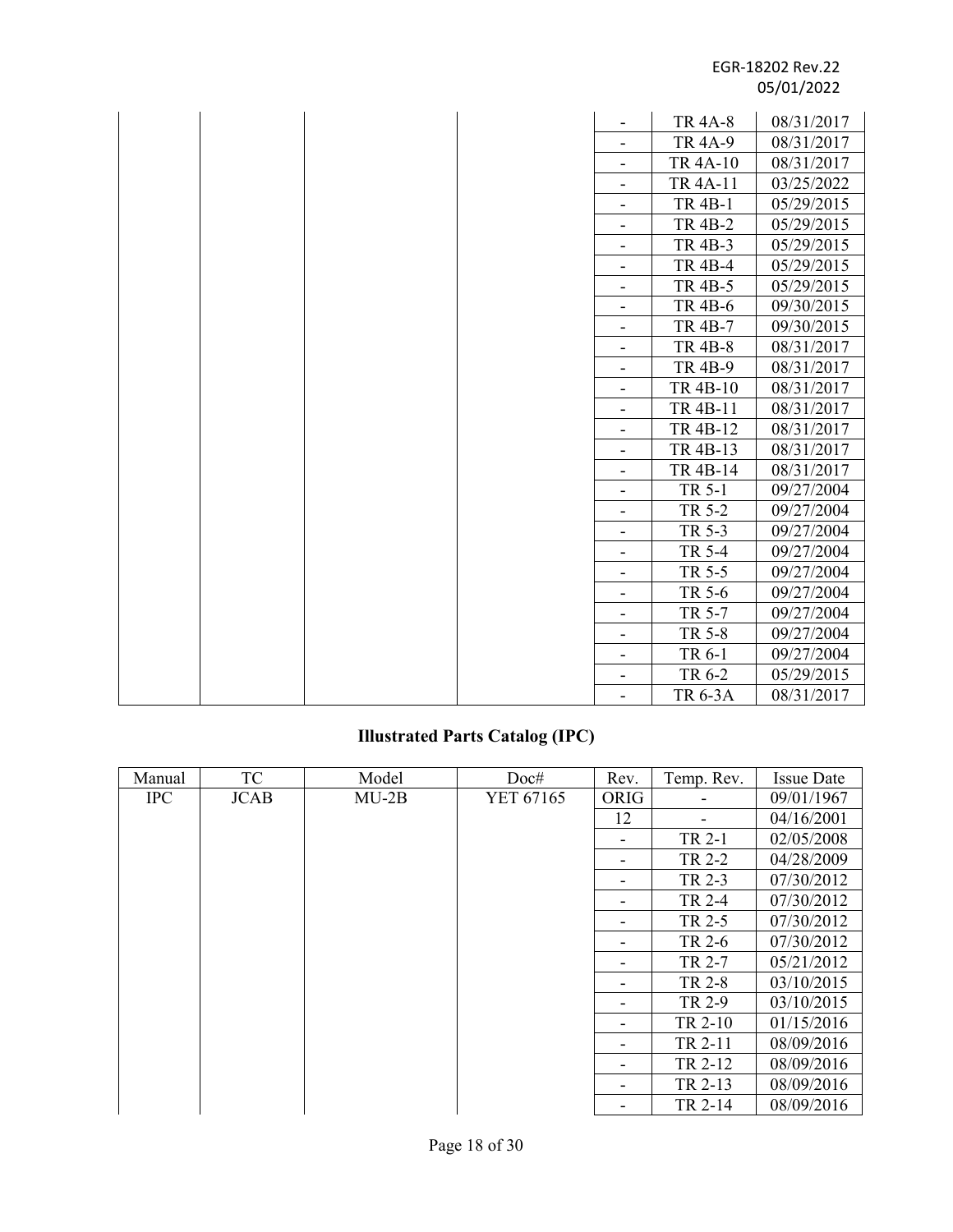| | | | | Rev. | Temp. Rev. | Issue Date |
|---|---|---|---|---|---|---|
| | | | | - | TR 4A-8 | 08/31/2017 |
| | | | | - | TR 4A-9 | 08/31/2017 |
| | | | | - | TR 4A-10 | 08/31/2017 |
| | | | | - | TR 4A-11 | 03/25/2022 |
| | | | | - | TR 4B-1 | 05/29/2015 |
| | | | | - | TR 4B-2 | 05/29/2015 |
| | | | | - | TR 4B-3 | 05/29/2015 |
| | | | | - | TR 4B-4 | 05/29/2015 |
| | | | | - | TR 4B-5 | 05/29/2015 |
| | | | | - | TR 4B-6 | 09/30/2015 |
| | | | | - | TR 4B-7 | 09/30/2015 |
| | | | | - | TR 4B-8 | 08/31/2017 |
| | | | | - | TR 4B-9 | 08/31/2017 |
| | | | | - | TR 4B-10 | 08/31/2017 |
| | | | | - | TR 4B-11 | 08/31/2017 |
| | | | | - | TR 4B-12 | 08/31/2017 |
| | | | | - | TR 4B-13 | 08/31/2017 |
| | | | | - | TR 4B-14 | 08/31/2017 |
| | | | | - | TR 5-1 | 09/27/2004 |
| | | | | - | TR 5-2 | 09/27/2004 |
| | | | | - | TR 5-3 | 09/27/2004 |
| | | | | - | TR 5-4 | 09/27/2004 |
| | | | | - | TR 5-5 | 09/27/2004 |
| | | | | - | TR 5-6 | 09/27/2004 |
| | | | | - | TR 5-7 | 09/27/2004 |
| | | | | - | TR 5-8 | 09/27/2004 |
| | | | | - | TR 6-1 | 09/27/2004 |
| | | | | - | TR 6-2 | 05/29/2015 |
| | | | | - | TR 6-3A | 08/31/2017 |

## Illustrated Parts Catalog (IPC)

| Manual | TC | Model | Doc# | Rev. | Temp. Rev. | Issue Date |
|---|---|---|---|---|---|---|
| IPC | JCAB | MU-2B | YET 67165 | ORIG | - | 09/01/1967 |
| | | | | 12 | - | 04/16/2001 |
| | | | | - | TR 2-1 | 02/05/2008 |
| | | | | - | TR 2-2 | 04/28/2009 |
| | | | | - | TR 2-3 | 07/30/2012 |
| | | | | - | TR 2-4 | 07/30/2012 |
| | | | | - | TR 2-5 | 07/30/2012 |
| | | | | - | TR 2-6 | 07/30/2012 |
| | | | | - | TR 2-7 | 05/21/2012 |
| | | | | - | TR 2-8 | 03/10/2015 |
| | | | | - | TR 2-9 | 03/10/2015 |
| | | | | - | TR 2-10 | 01/15/2016 |
| | | | | - | TR 2-11 | 08/09/2016 |
| | | | | - | TR 2-12 | 08/09/2016 |
| | | | | - | TR 2-13 | 08/09/2016 |
| | | | | - | TR 2-14 | 08/09/2016 |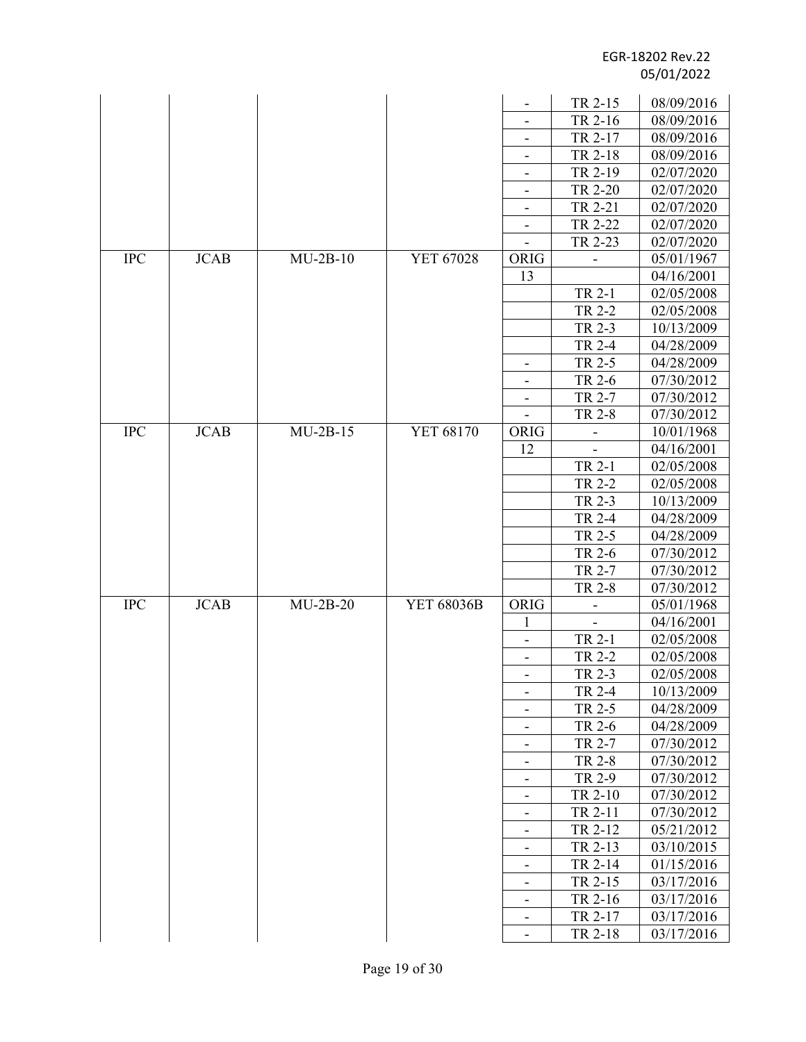| | | | | | | |
|---|---|---|---|---|---|---|
| | | | | - | TR 2-15 | 08/09/2016 |
| | | | | - | TR 2-16 | 08/09/2016 |
| | | | | - | TR 2-17 | 08/09/2016 |
| | | | | - | TR 2-18 | 08/09/2016 |
| | | | | - | TR 2-19 | 02/07/2020 |
| | | | | - | TR 2-20 | 02/07/2020 |
| | | | | - | TR 2-21 | 02/07/2020 |
| | | | | - | TR 2-22 | 02/07/2020 |
| | | | | - | TR 2-23 | 02/07/2020 |
| IPC | JCAB | MU-2B-10 | YET 67028 | ORIG | - | 05/01/1967 |
| | | | | 13 | | 04/16/2001 |
| | | | | | TR 2-1 | 02/05/2008 |
| | | | | | TR 2-2 | 02/05/2008 |
| | | | | | TR 2-3 | 10/13/2009 |
| | | | | | TR 2-4 | 04/28/2009 |
| | | | | - | TR 2-5 | 04/28/2009 |
| | | | | - | TR 2-6 | 07/30/2012 |
| | | | | - | TR 2-7 | 07/30/2012 |
| | | | | - | TR 2-8 | 07/30/2012 |
| IPC | JCAB | MU-2B-15 | YET 68170 | ORIG | - | 10/01/1968 |
| | | | | 12 | - | 04/16/2001 |
| | | | | | TR 2-1 | 02/05/2008 |
| | | | | | TR 2-2 | 02/05/2008 |
| | | | | | TR 2-3 | 10/13/2009 |
| | | | | | TR 2-4 | 04/28/2009 |
| | | | | | TR 2-5 | 04/28/2009 |
| | | | | | TR 2-6 | 07/30/2012 |
| | | | | | TR 2-7 | 07/30/2012 |
| | | | | | TR 2-8 | 07/30/2012 |
| IPC | JCAB | MU-2B-20 | YET 68036B | ORIG | - | 05/01/1968 |
| | | | | 1 | - | 04/16/2001 |
| | | | | - | TR 2-1 | 02/05/2008 |
| | | | | - | TR 2-2 | 02/05/2008 |
| | | | | - | TR 2-3 | 02/05/2008 |
| | | | | - | TR 2-4 | 10/13/2009 |
| | | | | - | TR 2-5 | 04/28/2009 |
| | | | | - | TR 2-6 | 04/28/2009 |
| | | | | - | TR 2-7 | 07/30/2012 |
| | | | | - | TR 2-8 | 07/30/2012 |
| | | | | - | TR 2-9 | 07/30/2012 |
| | | | | - | TR 2-10 | 07/30/2012 |
| | | | | - | TR 2-11 | 07/30/2012 |
| | | | | - | TR 2-12 | 05/21/2012 |
| | | | | - | TR 2-13 | 03/10/2015 |
| | | | | - | TR 2-14 | 01/15/2016 |
| | | | | - | TR 2-15 | 03/17/2016 |
| | | | | - | TR 2-16 | 03/17/2016 |
| | | | | - | TR 2-17 | 03/17/2016 |
| | | | | - | TR 2-18 | 03/17/2016 |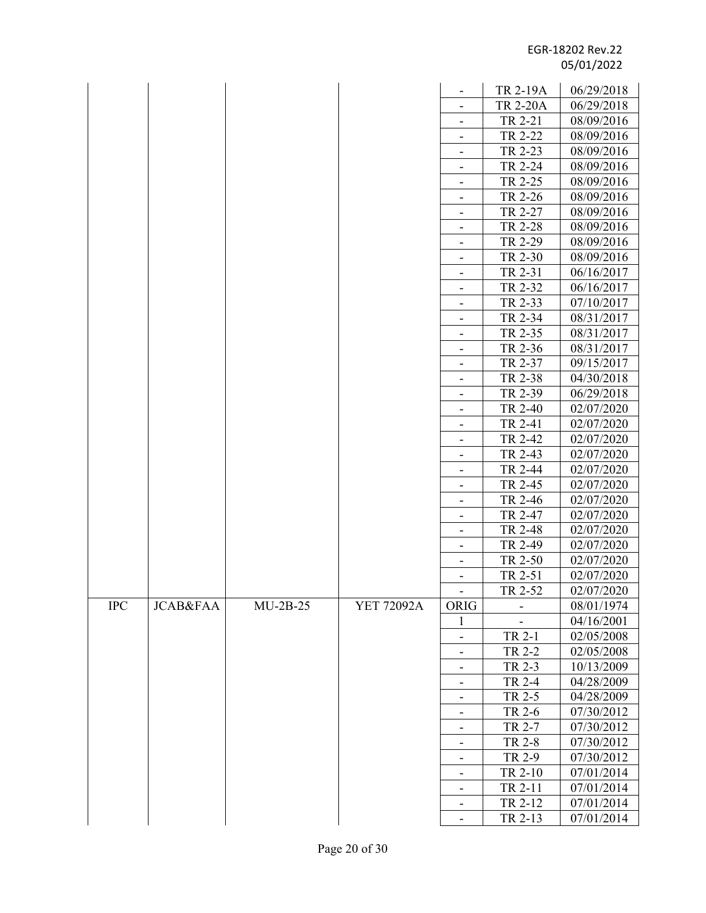| | | | | - | TR 2-19A | 06/29/2018 |
|---|---|---|---|---|---|---|
| | | | | - | TR 2-20A | 06/29/2018 |
| | | | | - | TR 2-21 | 08/09/2016 |
| | | | | - | TR 2-22 | 08/09/2016 |
| | | | | - | TR 2-23 | 08/09/2016 |
| | | | | - | TR 2-24 | 08/09/2016 |
| | | | | - | TR 2-25 | 08/09/2016 |
| | | | | - | TR 2-26 | 08/09/2016 |
| | | | | - | TR 2-27 | 08/09/2016 |
| | | | | - | TR 2-28 | 08/09/2016 |
| | | | | - | TR 2-29 | 08/09/2016 |
| | | | | - | TR 2-30 | 08/09/2016 |
| | | | | - | TR 2-31 | 06/16/2017 |
| | | | | - | TR 2-32 | 06/16/2017 |
| | | | | - | TR 2-33 | 07/10/2017 |
| | | | | - | TR 2-34 | 08/31/2017 |
| | | | | - | TR 2-35 | 08/31/2017 |
| | | | | - | TR 2-36 | 08/31/2017 |
| | | | | - | TR 2-37 | 09/15/2017 |
| | | | | - | TR 2-38 | 04/30/2018 |
| | | | | - | TR 2-39 | 06/29/2018 |
| | | | | - | TR 2-40 | 02/07/2020 |
| | | | | - | TR 2-41 | 02/07/2020 |
| | | | | - | TR 2-42 | 02/07/2020 |
| | | | | - | TR 2-43 | 02/07/2020 |
| | | | | - | TR 2-44 | 02/07/2020 |
| | | | | - | TR 2-45 | 02/07/2020 |
| | | | | - | TR 2-46 | 02/07/2020 |
| | | | | - | TR 2-47 | 02/07/2020 |
| | | | | - | TR 2-48 | 02/07/2020 |
| | | | | - | TR 2-49 | 02/07/2020 |
| | | | | - | TR 2-50 | 02/07/2020 |
| | | | | - | TR 2-51 | 02/07/2020 |
| | | | | - | TR 2-52 | 02/07/2020 |
| IPC | JCAB&FAA | MU-2B-25 | YET 72092A | ORIG | - | 08/01/1974 |
| | | | | 1 | - | 04/16/2001 |
| | | | | - | TR 2-1 | 02/05/2008 |
| | | | | - | TR 2-2 | 02/05/2008 |
| | | | | - | TR 2-3 | 10/13/2009 |
| | | | | - | TR 2-4 | 04/28/2009 |
| | | | | - | TR 2-5 | 04/28/2009 |
| | | | | - | TR 2-6 | 07/30/2012 |
| | | | | - | TR 2-7 | 07/30/2012 |
| | | | | - | TR 2-8 | 07/30/2012 |
| | | | | - | TR 2-9 | 07/30/2012 |
| | | | | - | TR 2-10 | 07/01/2014 |
| | | | | - | TR 2-11 | 07/01/2014 |
| | | | | - | TR 2-12 | 07/01/2014 |
| | | | | - | TR 2-13 | 07/01/2014 |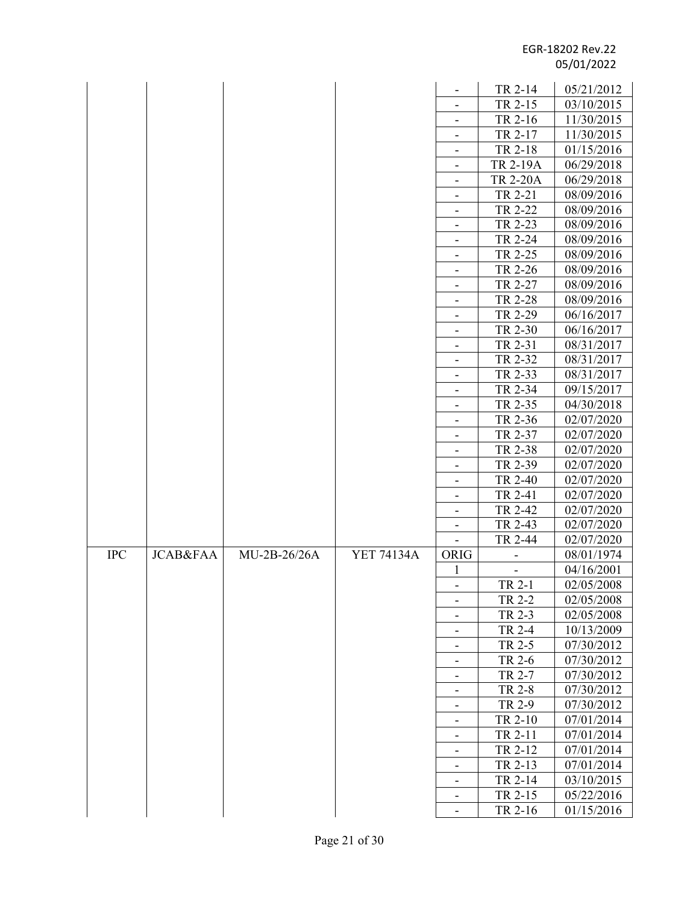| | | | | | | |
|---|---|---|---|---|---|---|
| | | | | - | TR 2-14 | 05/21/2012 |
| | | | | - | TR 2-15 | 03/10/2015 |
| | | | | - | TR 2-16 | 11/30/2015 |
| | | | | - | TR 2-17 | 11/30/2015 |
| | | | | - | TR 2-18 | 01/15/2016 |
| | | | | - | TR 2-19A | 06/29/2018 |
| | | | | - | TR 2-20A | 06/29/2018 |
| | | | | - | TR 2-21 | 08/09/2016 |
| | | | | - | TR 2-22 | 08/09/2016 |
| | | | | - | TR 2-23 | 08/09/2016 |
| | | | | - | TR 2-24 | 08/09/2016 |
| | | | | - | TR 2-25 | 08/09/2016 |
| | | | | - | TR 2-26 | 08/09/2016 |
| | | | | - | TR 2-27 | 08/09/2016 |
| | | | | - | TR 2-28 | 08/09/2016 |
| | | | | - | TR 2-29 | 06/16/2017 |
| | | | | - | TR 2-30 | 06/16/2017 |
| | | | | - | TR 2-31 | 08/31/2017 |
| | | | | - | TR 2-32 | 08/31/2017 |
| | | | | - | TR 2-33 | 08/31/2017 |
| | | | | - | TR 2-34 | 09/15/2017 |
| | | | | - | TR 2-35 | 04/30/2018 |
| | | | | - | TR 2-36 | 02/07/2020 |
| | | | | - | TR 2-37 | 02/07/2020 |
| | | | | - | TR 2-38 | 02/07/2020 |
| | | | | - | TR 2-39 | 02/07/2020 |
| | | | | - | TR 2-40 | 02/07/2020 |
| | | | | - | TR 2-41 | 02/07/2020 |
| | | | | - | TR 2-42 | 02/07/2020 |
| | | | | - | TR 2-43 | 02/07/2020 |
| | | | | - | TR 2-44 | 02/07/2020 |
| IPC | JCAB&FAA | MU-2B-26/26A | YET 74134A | ORIG | - | 08/01/1974 |
| | | | | 1 | - | 04/16/2001 |
| | | | | - | TR 2-1 | 02/05/2008 |
| | | | | - | TR 2-2 | 02/05/2008 |
| | | | | - | TR 2-3 | 02/05/2008 |
| | | | | - | TR 2-4 | 10/13/2009 |
| | | | | - | TR 2-5 | 07/30/2012 |
| | | | | - | TR 2-6 | 07/30/2012 |
| | | | | - | TR 2-7 | 07/30/2012 |
| | | | | - | TR 2-8 | 07/30/2012 |
| | | | | - | TR 2-9 | 07/30/2012 |
| | | | | - | TR 2-10 | 07/01/2014 |
| | | | | - | TR 2-11 | 07/01/2014 |
| | | | | - | TR 2-12 | 07/01/2014 |
| | | | | - | TR 2-13 | 07/01/2014 |
| | | | | - | TR 2-14 | 03/10/2015 |
| | | | | - | TR 2-15 | 05/22/2016 |
| | | | | - | TR 2-16 | 01/15/2016 |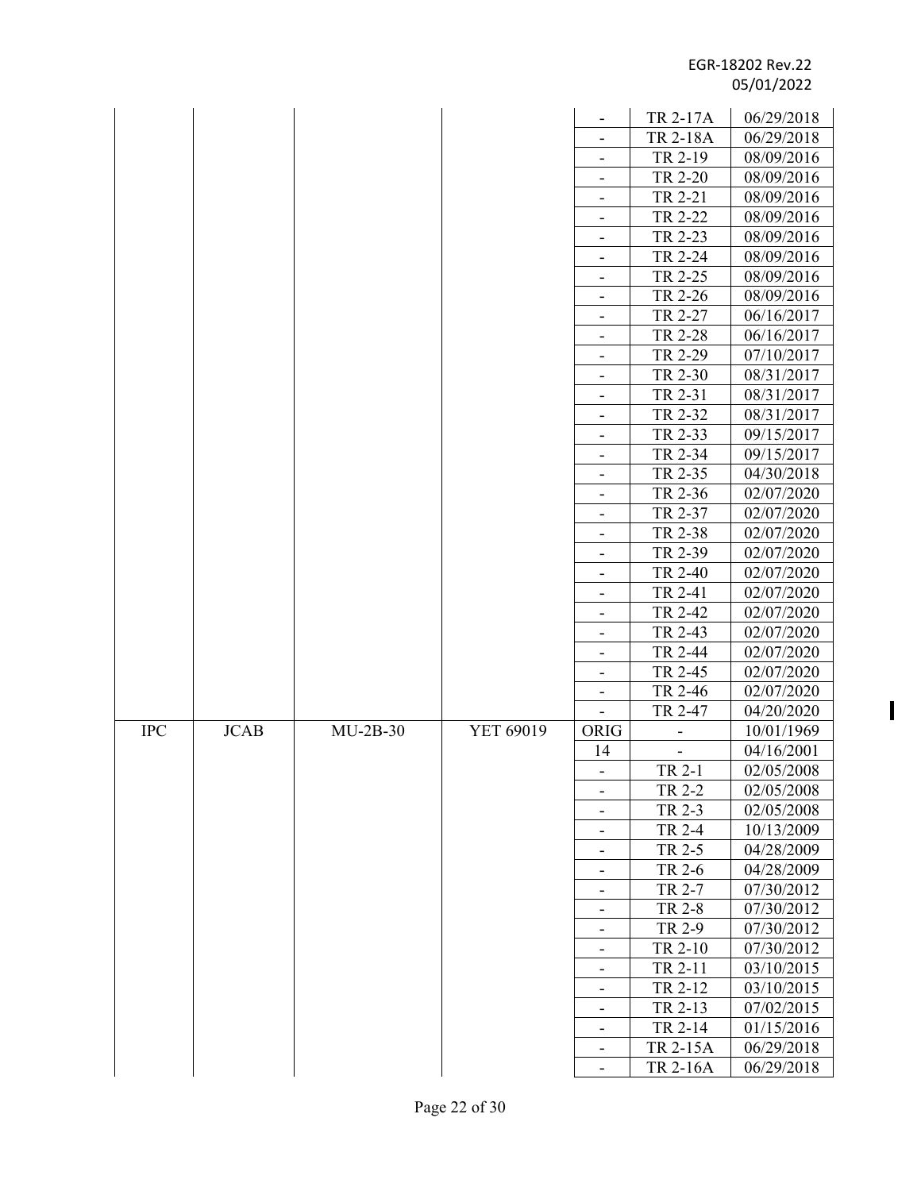| | | | | - | TR 2-17A | 06/29/2018 |
|---|---|---|---|---|---|---|
| | | | | - | TR 2-18A | 06/29/2018 |
| | | | | - | TR 2-19 | 08/09/2016 |
| | | | | - | TR 2-20 | 08/09/2016 |
| | | | | - | TR 2-21 | 08/09/2016 |
| | | | | - | TR 2-22 | 08/09/2016 |
| | | | | - | TR 2-23 | 08/09/2016 |
| | | | | - | TR 2-24 | 08/09/2016 |
| | | | | - | TR 2-25 | 08/09/2016 |
| | | | | - | TR 2-26 | 08/09/2016 |
| | | | | - | TR 2-27 | 06/16/2017 |
| | | | | - | TR 2-28 | 06/16/2017 |
| | | | | - | TR 2-29 | 07/10/2017 |
| | | | | - | TR 2-30 | 08/31/2017 |
| | | | | - | TR 2-31 | 08/31/2017 |
| | | | | - | TR 2-32 | 08/31/2017 |
| | | | | - | TR 2-33 | 09/15/2017 |
| | | | | - | TR 2-34 | 09/15/2017 |
| | | | | - | TR 2-35 | 04/30/2018 |
| | | | | - | TR 2-36 | 02/07/2020 |
| | | | | - | TR 2-37 | 02/07/2020 |
| | | | | - | TR 2-38 | 02/07/2020 |
| | | | | - | TR 2-39 | 02/07/2020 |
| | | | | - | TR 2-40 | 02/07/2020 |
| | | | | - | TR 2-41 | 02/07/2020 |
| | | | | - | TR 2-42 | 02/07/2020 |
| | | | | - | TR 2-43 | 02/07/2020 |
| | | | | - | TR 2-44 | 02/07/2020 |
| | | | | - | TR 2-45 | 02/07/2020 |
| | | | | - | TR 2-46 | 02/07/2020 |
| | | | | - | TR 2-47 | 04/20/2020 |
| IPC | JCAB | MU-2B-30 | YET 69019 | ORIG | - | 10/01/1969 |
| | | | | 14 | - | 04/16/2001 |
| | | | | - | TR 2-1 | 02/05/2008 |
| | | | | - | TR 2-2 | 02/05/2008 |
| | | | | - | TR 2-3 | 02/05/2008 |
| | | | | - | TR 2-4 | 10/13/2009 |
| | | | | - | TR 2-5 | 04/28/2009 |
| | | | | - | TR 2-6 | 04/28/2009 |
| | | | | - | TR 2-7 | 07/30/2012 |
| | | | | - | TR 2-8 | 07/30/2012 |
| | | | | - | TR 2-9 | 07/30/2012 |
| | | | | - | TR 2-10 | 07/30/2012 |
| | | | | - | TR 2-11 | 03/10/2015 |
| | | | | - | TR 2-12 | 03/10/2015 |
| | | | | - | TR 2-13 | 07/02/2015 |
| | | | | - | TR 2-14 | 01/15/2016 |
| | | | | - | TR 2-15A | 06/29/2018 |
| | | | | - | TR 2-16A | 06/29/2018 |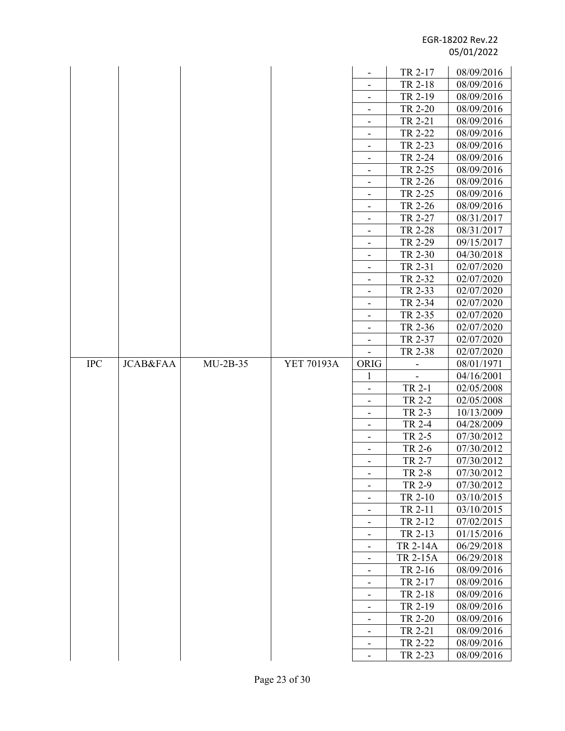| | | | | | | |
|---|---|---|---|---|---|---|
| | | | | - | TR 2-17 | 08/09/2016 |
| | | | | - | TR 2-18 | 08/09/2016 |
| | | | | - | TR 2-19 | 08/09/2016 |
| | | | | - | TR 2-20 | 08/09/2016 |
| | | | | - | TR 2-21 | 08/09/2016 |
| | | | | - | TR 2-22 | 08/09/2016 |
| | | | | - | TR 2-23 | 08/09/2016 |
| | | | | - | TR 2-24 | 08/09/2016 |
| | | | | - | TR 2-25 | 08/09/2016 |
| | | | | - | TR 2-26 | 08/09/2016 |
| | | | | - | TR 2-25 | 08/09/2016 |
| | | | | - | TR 2-26 | 08/09/2016 |
| | | | | - | TR 2-27 | 08/31/2017 |
| | | | | - | TR 2-28 | 08/31/2017 |
| | | | | - | TR 2-29 | 09/15/2017 |
| | | | | - | TR 2-30 | 04/30/2018 |
| | | | | - | TR 2-31 | 02/07/2020 |
| | | | | - | TR 2-32 | 02/07/2020 |
| | | | | - | TR 2-33 | 02/07/2020 |
| | | | | - | TR 2-34 | 02/07/2020 |
| | | | | - | TR 2-35 | 02/07/2020 |
| | | | | - | TR 2-36 | 02/07/2020 |
| | | | | - | TR 2-37 | 02/07/2020 |
| | | | | - | TR 2-38 | 02/07/2020 |
| IPC | JCAB&FAA | MU-2B-35 | YET 70193A | ORIG | - | 08/01/1971 |
| | | | | 1 | - | 04/16/2001 |
| | | | | - | TR 2-1 | 02/05/2008 |
| | | | | - | TR 2-2 | 02/05/2008 |
| | | | | - | TR 2-3 | 10/13/2009 |
| | | | | - | TR 2-4 | 04/28/2009 |
| | | | | - | TR 2-5 | 07/30/2012 |
| | | | | - | TR 2-6 | 07/30/2012 |
| | | | | - | TR 2-7 | 07/30/2012 |
| | | | | - | TR 2-8 | 07/30/2012 |
| | | | | - | TR 2-9 | 07/30/2012 |
| | | | | - | TR 2-10 | 03/10/2015 |
| | | | | - | TR 2-11 | 03/10/2015 |
| | | | | - | TR 2-12 | 07/02/2015 |
| | | | | - | TR 2-13 | 01/15/2016 |
| | | | | - | TR 2-14A | 06/29/2018 |
| | | | | - | TR 2-15A | 06/29/2018 |
| | | | | - | TR 2-16 | 08/09/2016 |
| | | | | - | TR 2-17 | 08/09/2016 |
| | | | | - | TR 2-18 | 08/09/2016 |
| | | | | - | TR 2-19 | 08/09/2016 |
| | | | | - | TR 2-20 | 08/09/2016 |
| | | | | - | TR 2-21 | 08/09/2016 |
| | | | | - | TR 2-22 | 08/09/2016 |
| | | | | - | TR 2-23 | 08/09/2016 |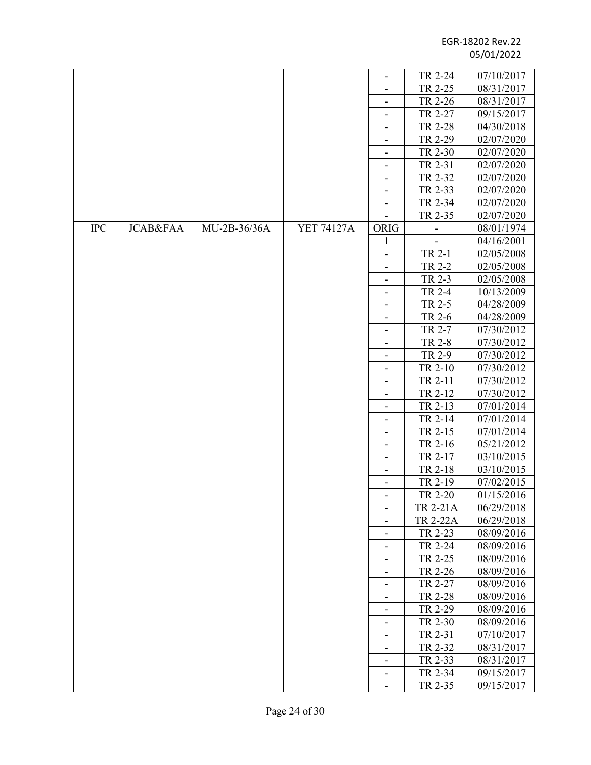| | | | | | | |
|---|---|---|---|---|---|---|
| | | | | - | TR 2-24 | 07/10/2017 |
| | | | | - | TR 2-25 | 08/31/2017 |
| | | | | - | TR 2-26 | 08/31/2017 |
| | | | | - | TR 2-27 | 09/15/2017 |
| | | | | - | TR 2-28 | 04/30/2018 |
| | | | | - | TR 2-29 | 02/07/2020 |
| | | | | - | TR 2-30 | 02/07/2020 |
| | | | | - | TR 2-31 | 02/07/2020 |
| | | | | - | TR 2-32 | 02/07/2020 |
| | | | | - | TR 2-33 | 02/07/2020 |
| | | | | - | TR 2-34 | 02/07/2020 |
| | | | | - | TR 2-35 | 02/07/2020 |
| IPC | JCAB&FAA | MU-2B-36/36A | YET 74127A | ORIG | - | 08/01/1974 |
| | | | | 1 | - | 04/16/2001 |
| | | | | - | TR 2-1 | 02/05/2008 |
| | | | | - | TR 2-2 | 02/05/2008 |
| | | | | - | TR 2-3 | 02/05/2008 |
| | | | | - | TR 2-4 | 10/13/2009 |
| | | | | - | TR 2-5 | 04/28/2009 |
| | | | | - | TR 2-6 | 04/28/2009 |
| | | | | - | TR 2-7 | 07/30/2012 |
| | | | | - | TR 2-8 | 07/30/2012 |
| | | | | - | TR 2-9 | 07/30/2012 |
| | | | | - | TR 2-10 | 07/30/2012 |
| | | | | - | TR 2-11 | 07/30/2012 |
| | | | | - | TR 2-12 | 07/30/2012 |
| | | | | - | TR 2-13 | 07/01/2014 |
| | | | | - | TR 2-14 | 07/01/2014 |
| | | | | - | TR 2-15 | 07/01/2014 |
| | | | | - | TR 2-16 | 05/21/2012 |
| | | | | - | TR 2-17 | 03/10/2015 |
| | | | | - | TR 2-18 | 03/10/2015 |
| | | | | - | TR 2-19 | 07/02/2015 |
| | | | | - | TR 2-20 | 01/15/2016 |
| | | | | - | TR 2-21A | 06/29/2018 |
| | | | | - | TR 2-22A | 06/29/2018 |
| | | | | - | TR 2-23 | 08/09/2016 |
| | | | | - | TR 2-24 | 08/09/2016 |
| | | | | - | TR 2-25 | 08/09/2016 |
| | | | | - | TR 2-26 | 08/09/2016 |
| | | | | - | TR 2-27 | 08/09/2016 |
| | | | | - | TR 2-28 | 08/09/2016 |
| | | | | - | TR 2-29 | 08/09/2016 |
| | | | | - | TR 2-30 | 08/09/2016 |
| | | | | - | TR 2-31 | 07/10/2017 |
| | | | | - | TR 2-32 | 08/31/2017 |
| | | | | - | TR 2-33 | 08/31/2017 |
| | | | | - | TR 2-34 | 09/15/2017 |
| | | | | - | TR 2-35 | 09/15/2017 |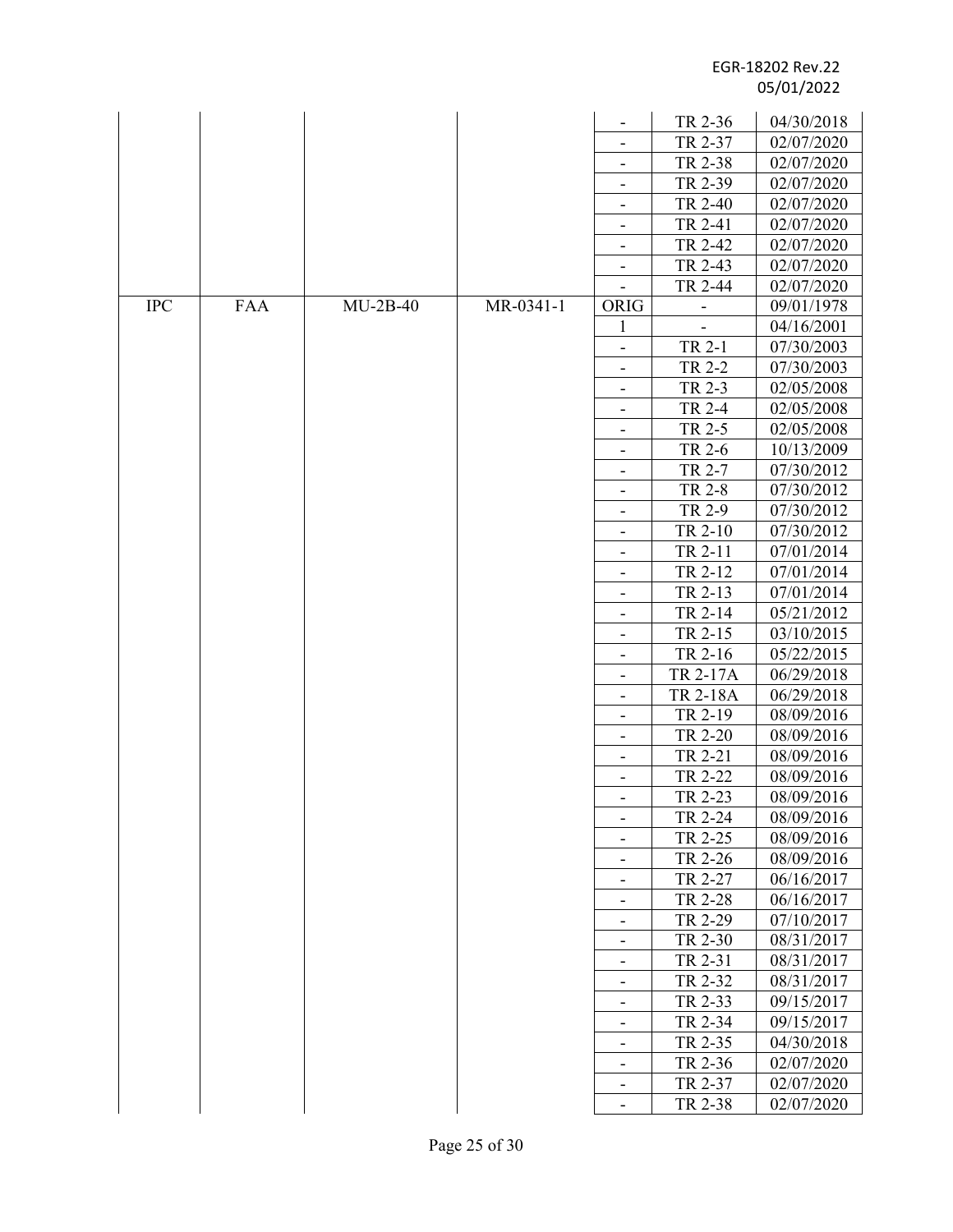| | | | | | | |
|---|---|---|---|---|---|---|
| | | | | - | TR 2-36 | 04/30/2018 |
| | | | | - | TR 2-37 | 02/07/2020 |
| | | | | - | TR 2-38 | 02/07/2020 |
| | | | | - | TR 2-39 | 02/07/2020 |
| | | | | - | TR 2-40 | 02/07/2020 |
| | | | | - | TR 2-41 | 02/07/2020 |
| | | | | - | TR 2-42 | 02/07/2020 |
| | | | | - | TR 2-43 | 02/07/2020 |
| | | | | - | TR 2-44 | 02/07/2020 |
| IPC | FAA | MU-2B-40 | MR-0341-1 | ORIG | - | 09/01/1978 |
| | | | | 1 | - | 04/16/2001 |
| | | | | - | TR 2-1 | 07/30/2003 |
| | | | | - | TR 2-2 | 07/30/2003 |
| | | | | - | TR 2-3 | 02/05/2008 |
| | | | | - | TR 2-4 | 02/05/2008 |
| | | | | - | TR 2-5 | 02/05/2008 |
| | | | | - | TR 2-6 | 10/13/2009 |
| | | | | - | TR 2-7 | 07/30/2012 |
| | | | | - | TR 2-8 | 07/30/2012 |
| | | | | - | TR 2-9 | 07/30/2012 |
| | | | | - | TR 2-10 | 07/30/2012 |
| | | | | - | TR 2-11 | 07/01/2014 |
| | | | | - | TR 2-12 | 07/01/2014 |
| | | | | - | TR 2-13 | 07/01/2014 |
| | | | | - | TR 2-14 | 05/21/2012 |
| | | | | - | TR 2-15 | 03/10/2015 |
| | | | | - | TR 2-16 | 05/22/2015 |
| | | | | - | TR 2-17A | 06/29/2018 |
| | | | | - | TR 2-18A | 06/29/2018 |
| | | | | - | TR 2-19 | 08/09/2016 |
| | | | | - | TR 2-20 | 08/09/2016 |
| | | | | - | TR 2-21 | 08/09/2016 |
| | | | | - | TR 2-22 | 08/09/2016 |
| | | | | - | TR 2-23 | 08/09/2016 |
| | | | | - | TR 2-24 | 08/09/2016 |
| | | | | - | TR 2-25 | 08/09/2016 |
| | | | | - | TR 2-26 | 08/09/2016 |
| | | | | - | TR 2-27 | 06/16/2017 |
| | | | | - | TR 2-28 | 06/16/2017 |
| | | | | - | TR 2-29 | 07/10/2017 |
| | | | | - | TR 2-30 | 08/31/2017 |
| | | | | - | TR 2-31 | 08/31/2017 |
| | | | | - | TR 2-32 | 08/31/2017 |
| | | | | - | TR 2-33 | 09/15/2017 |
| | | | | - | TR 2-34 | 09/15/2017 |
| | | | | - | TR 2-35 | 04/30/2018 |
| | | | | - | TR 2-36 | 02/07/2020 |
| | | | | - | TR 2-37 | 02/07/2020 |
| | | | | - | TR 2-38 | 02/07/2020 |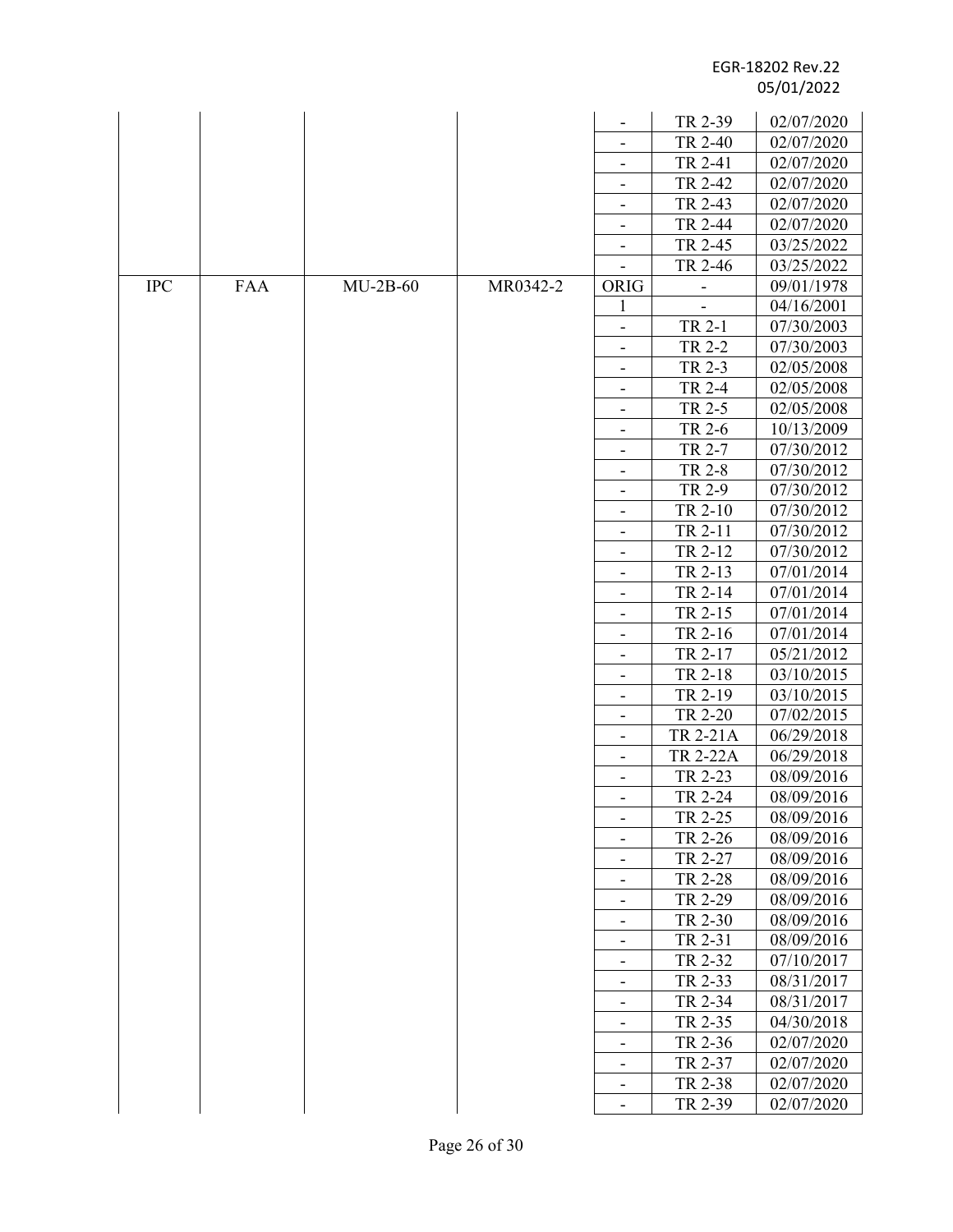| | | | | | | |
|---|---|---|---|---|---|---|
| | | | | - | TR 2-39 | 02/07/2020 |
| | | | | - | TR 2-40 | 02/07/2020 |
| | | | | - | TR 2-41 | 02/07/2020 |
| | | | | - | TR 2-42 | 02/07/2020 |
| | | | | - | TR 2-43 | 02/07/2020 |
| | | | | - | TR 2-44 | 02/07/2020 |
| | | | | - | TR 2-45 | 03/25/2022 |
| | | | | - | TR 2-46 | 03/25/2022 |
| IPC | FAA | MU-2B-60 | MR0342-2 | ORIG | - | 09/01/1978 |
| | | | | 1 | - | 04/16/2001 |
| | | | | - | TR 2-1 | 07/30/2003 |
| | | | | - | TR 2-2 | 07/30/2003 |
| | | | | - | TR 2-3 | 02/05/2008 |
| | | | | - | TR 2-4 | 02/05/2008 |
| | | | | - | TR 2-5 | 02/05/2008 |
| | | | | - | TR 2-6 | 10/13/2009 |
| | | | | - | TR 2-7 | 07/30/2012 |
| | | | | - | TR 2-8 | 07/30/2012 |
| | | | | - | TR 2-9 | 07/30/2012 |
| | | | | - | TR 2-10 | 07/30/2012 |
| | | | | - | TR 2-11 | 07/30/2012 |
| | | | | - | TR 2-12 | 07/30/2012 |
| | | | | - | TR 2-13 | 07/01/2014 |
| | | | | - | TR 2-14 | 07/01/2014 |
| | | | | - | TR 2-15 | 07/01/2014 |
| | | | | - | TR 2-16 | 07/01/2014 |
| | | | | - | TR 2-17 | 05/21/2012 |
| | | | | - | TR 2-18 | 03/10/2015 |
| | | | | - | TR 2-19 | 03/10/2015 |
| | | | | - | TR 2-20 | 07/02/2015 |
| | | | | - | TR 2-21A | 06/29/2018 |
| | | | | - | TR 2-22A | 06/29/2018 |
| | | | | - | TR 2-23 | 08/09/2016 |
| | | | | - | TR 2-24 | 08/09/2016 |
| | | | | - | TR 2-25 | 08/09/2016 |
| | | | | - | TR 2-26 | 08/09/2016 |
| | | | | - | TR 2-27 | 08/09/2016 |
| | | | | - | TR 2-28 | 08/09/2016 |
| | | | | - | TR 2-29 | 08/09/2016 |
| | | | | - | TR 2-30 | 08/09/2016 |
| | | | | - | TR 2-31 | 08/09/2016 |
| | | | | - | TR 2-32 | 07/10/2017 |
| | | | | - | TR 2-33 | 08/31/2017 |
| | | | | - | TR 2-34 | 08/31/2017 |
| | | | | - | TR 2-35 | 04/30/2018 |
| | | | | - | TR 2-36 | 02/07/2020 |
| | | | | - | TR 2-37 | 02/07/2020 |
| | | | | - | TR 2-38 | 02/07/2020 |
| | | | | - | TR 2-39 | 02/07/2020 |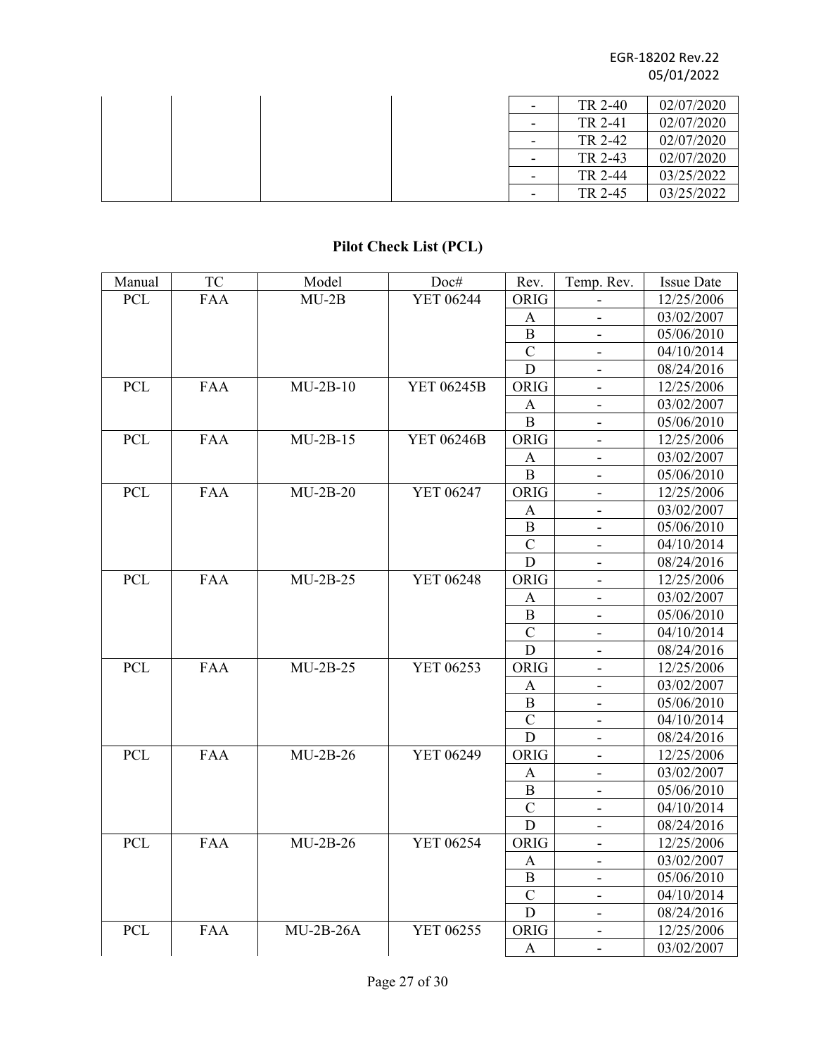| | | | | | | |
|---|---|---|---|---|---|---|
| | | | | - | TR 2-40 | 02/07/2020 |
| | | | | - | TR 2-41 | 02/07/2020 |
| | | | | - | TR 2-42 | 02/07/2020 |
| | | | | - | TR 2-43 | 02/07/2020 |
| | | | | - | TR 2-44 | 03/25/2022 |
| | | | | - | TR 2-45 | 03/25/2022 |

## Pilot Check List (PCL)

| Manual | TC | Model | Doc# | Rev. | Temp. Rev. | Issue Date |
|---|---|---|---|---|---|---|
| PCL | FAA | MU-2B | YET 06244 | ORIG | - | 12/25/2006 |
| | | | | A | - | 03/02/2007 |
| | | | | B | - | 05/06/2010 |
| | | | | C | - | 04/10/2014 |
| | | | | D | - | 08/24/2016 |
| PCL | FAA | MU-2B-10 | YET 06245B | ORIG | - | 12/25/2006 |
| | | | | A | - | 03/02/2007 |
| | | | | B | - | 05/06/2010 |
| PCL | FAA | MU-2B-15 | YET 06246B | ORIG | - | 12/25/2006 |
| | | | | A | - | 03/02/2007 |
| | | | | B | - | 05/06/2010 |
| PCL | FAA | MU-2B-20 | YET 06247 | ORIG | - | 12/25/2006 |
| | | | | A | - | 03/02/2007 |
| | | | | B | - | 05/06/2010 |
| | | | | C | - | 04/10/2014 |
| | | | | D | - | 08/24/2016 |
| PCL | FAA | MU-2B-25 | YET 06248 | ORIG | - | 12/25/2006 |
| | | | | A | - | 03/02/2007 |
| | | | | B | - | 05/06/2010 |
| | | | | C | - | 04/10/2014 |
| | | | | D | - | 08/24/2016 |
| PCL | FAA | MU-2B-25 | YET 06253 | ORIG | - | 12/25/2006 |
| | | | | A | - | 03/02/2007 |
| | | | | B | - | 05/06/2010 |
| | | | | C | - | 04/10/2014 |
| | | | | D | - | 08/24/2016 |
| PCL | FAA | MU-2B-26 | YET 06249 | ORIG | - | 12/25/2006 |
| | | | | A | - | 03/02/2007 |
| | | | | B | - | 05/06/2010 |
| | | | | C | - | 04/10/2014 |
| | | | | D | - | 08/24/2016 |
| PCL | FAA | MU-2B-26 | YET 06254 | ORIG | - | 12/25/2006 |
| | | | | A | - | 03/02/2007 |
| | | | | B | - | 05/06/2010 |
| | | | | C | - | 04/10/2014 |
| | | | | D | - | 08/24/2016 |
| PCL | FAA | MU-2B-26A | YET 06255 | ORIG | - | 12/25/2006 |
| | | | | A | - | 03/02/2007 |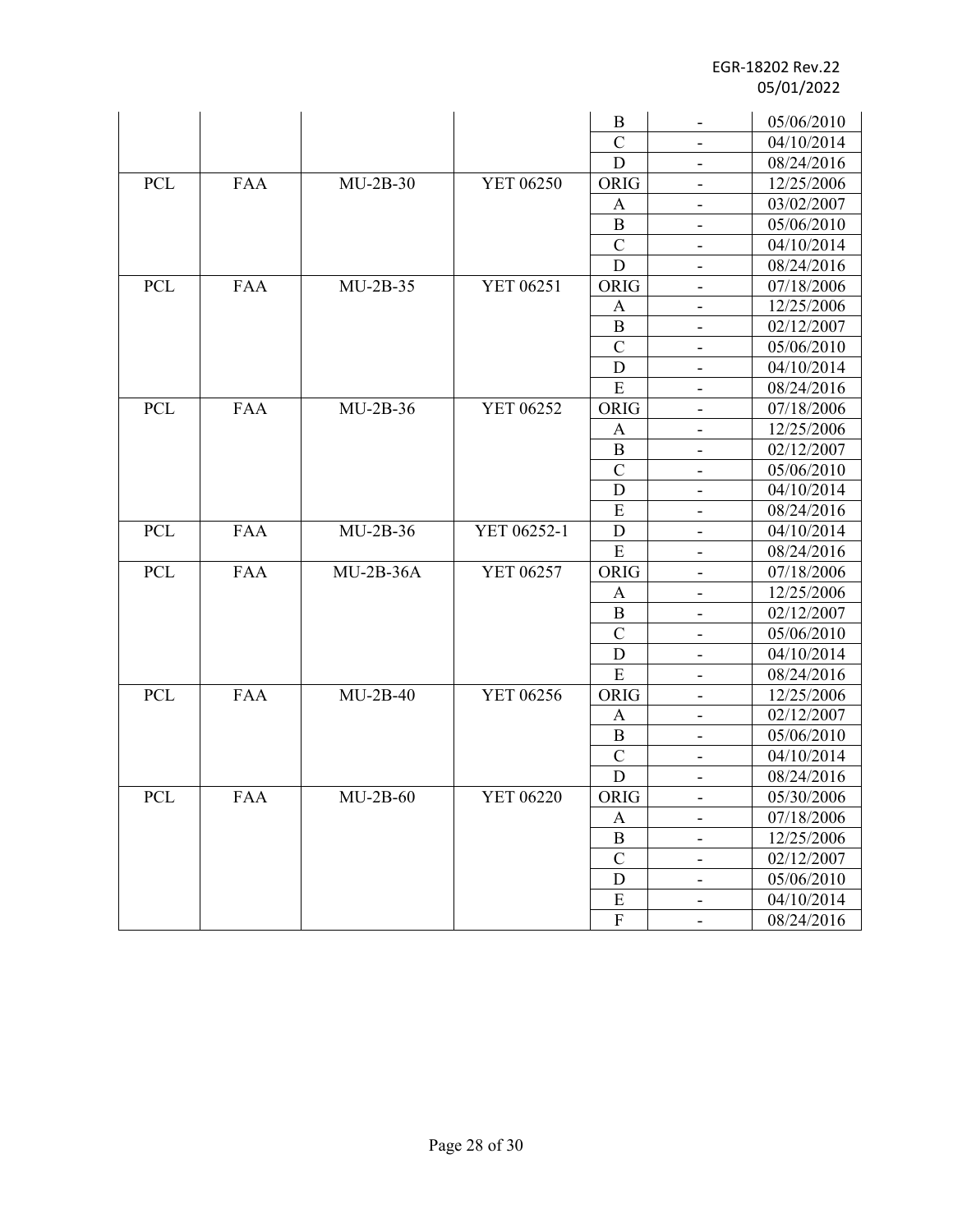| | | | | B | - | 05/06/2010 |
|---|---|---|---|---|---|---|
| | | | | C | - | 04/10/2014 |
| | | | | D | - | 08/24/2016 |
| PCL | FAA | MU-2B-30 | YET 06250 | ORIG | - | 12/25/2006 |
| | | | | A | - | 03/02/2007 |
| | | | | B | - | 05/06/2010 |
| | | | | C | - | 04/10/2014 |
| | | | | D | - | 08/24/2016 |
| PCL | FAA | MU-2B-35 | YET 06251 | ORIG | - | 07/18/2006 |
| | | | | A | - | 12/25/2006 |
| | | | | B | - | 02/12/2007 |
| | | | | C | - | 05/06/2010 |
| | | | | D | - | 04/10/2014 |
| | | | | E | - | 08/24/2016 |
| PCL | FAA | MU-2B-36 | YET 06252 | ORIG | - | 07/18/2006 |
| | | | | A | - | 12/25/2006 |
| | | | | B | - | 02/12/2007 |
| | | | | C | - | 05/06/2010 |
| | | | | D | - | 04/10/2014 |
| | | | | E | - | 08/24/2016 |
| PCL | FAA | MU-2B-36 | YET 06252-1 | D | - | 04/10/2014 |
| | | | | E | - | 08/24/2016 |
| PCL | FAA | MU-2B-36A | YET 06257 | ORIG | - | 07/18/2006 |
| | | | | A | - | 12/25/2006 |
| | | | | B | - | 02/12/2007 |
| | | | | C | - | 05/06/2010 |
| | | | | D | - | 04/10/2014 |
| | | | | E | - | 08/24/2016 |
| PCL | FAA | MU-2B-40 | YET 06256 | ORIG | - | 12/25/2006 |
| | | | | A | - | 02/12/2007 |
| | | | | B | - | 05/06/2010 |
| | | | | C | - | 04/10/2014 |
| | | | | D | - | 08/24/2016 |
| PCL | FAA | MU-2B-60 | YET 06220 | ORIG | - | 05/30/2006 |
| | | | | A | - | 07/18/2006 |
| | | | | B | - | 12/25/2006 |
| | | | | C | - | 02/12/2007 |
| | | | | D | - | 05/06/2010 |
| | | | | E | - | 04/10/2014 |
| | | | | F | - | 08/24/2016 |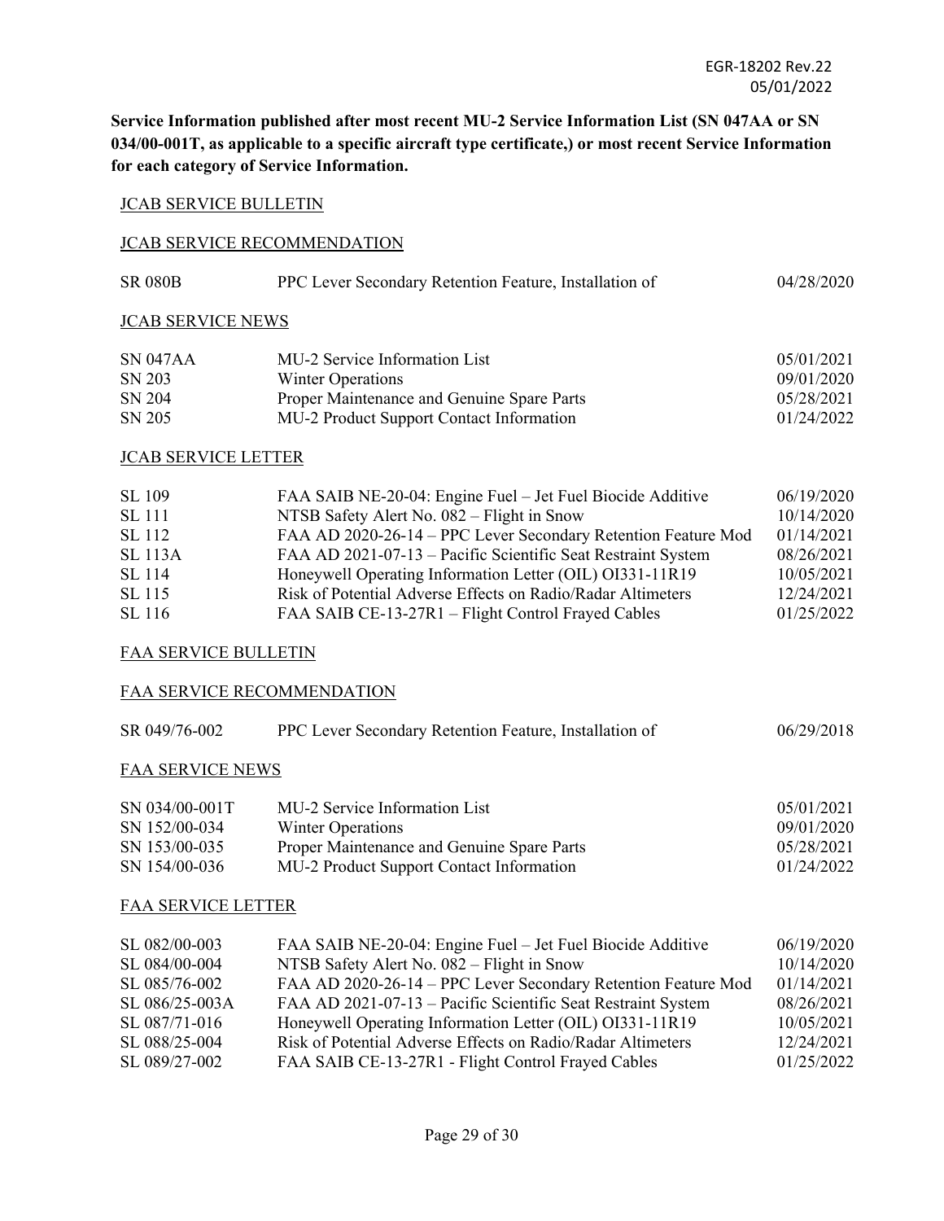**Service Information published after most recent MU-2 Service Information List (SN 047AA or SN 034/00-001T, as applicable to a specific aircraft type certificate,) or most recent Service Information for each category of Service Information.**

JCAB SERVICE BULLETIN

JCAB SERVICE RECOMMENDATION

| | | |
|---|---|---|
| SR 080B | PPC Lever Secondary Retention Feature, Installation of | 04/28/2020 |

JCAB SERVICE NEWS

| | | |
|---|---|---|
| SN 047AA | MU-2 Service Information List | 05/01/2021 |
| SN 203 | Winter Operations | 09/01/2020 |
| SN 204 | Proper Maintenance and Genuine Spare Parts | 05/28/2021 |
| SN 205 | MU-2 Product Support Contact Information | 01/24/2022 |

JCAB SERVICE LETTER

| | | |
|---|---|---|
| SL 109 | FAA SAIB NE-20-04: Engine Fuel – Jet Fuel Biocide Additive | 06/19/2020 |
| SL 111 | NTSB Safety Alert No. 082 – Flight in Snow | 10/14/2020 |
| SL 112 | FAA AD 2020-26-14 – PPC Lever Secondary Retention Feature Mod | 01/14/2021 |
| SL 113A | FAA AD 2021-07-13 – Pacific Scientific Seat Restraint System | 08/26/2021 |
| SL 114 | Honeywell Operating Information Letter (OIL) OI331-11R19 | 10/05/2021 |
| SL 115 | Risk of Potential Adverse Effects on Radio/Radar Altimeters | 12/24/2021 |
| SL 116 | FAA SAIB CE-13-27R1 – Flight Control Frayed Cables | 01/25/2022 |

FAA SERVICE BULLETIN

FAA SERVICE RECOMMENDATION

| | | |
|---|---|---|
| SR 049/76-002 | PPC Lever Secondary Retention Feature, Installation of | 06/29/2018 |

FAA SERVICE NEWS

| | | |
|---|---|---|
| SN 034/00-001T | MU-2 Service Information List | 05/01/2021 |
| SN 152/00-034 | Winter Operations | 09/01/2020 |
| SN 153/00-035 | Proper Maintenance and Genuine Spare Parts | 05/28/2021 |
| SN 154/00-036 | MU-2 Product Support Contact Information | 01/24/2022 |

FAA SERVICE LETTER

| | | |
|---|---|---|
| SL 082/00-003 | FAA SAIB NE-20-04: Engine Fuel – Jet Fuel Biocide Additive | 06/19/2020 |
| SL 084/00-004 | NTSB Safety Alert No. 082 – Flight in Snow | 10/14/2020 |
| SL 085/76-002 | FAA AD 2020-26-14 – PPC Lever Secondary Retention Feature Mod | 01/14/2021 |
| SL 086/25-003A | FAA AD 2021-07-13 – Pacific Scientific Seat Restraint System | 08/26/2021 |
| SL 087/71-016 | Honeywell Operating Information Letter (OIL) OI331-11R19 | 10/05/2021 |
| SL 088/25-004 | Risk of Potential Adverse Effects on Radio/Radar Altimeters | 12/24/2021 |
| SL 089/27-002 | FAA SAIB CE-13-27R1 - Flight Control Frayed Cables | 01/25/2022 |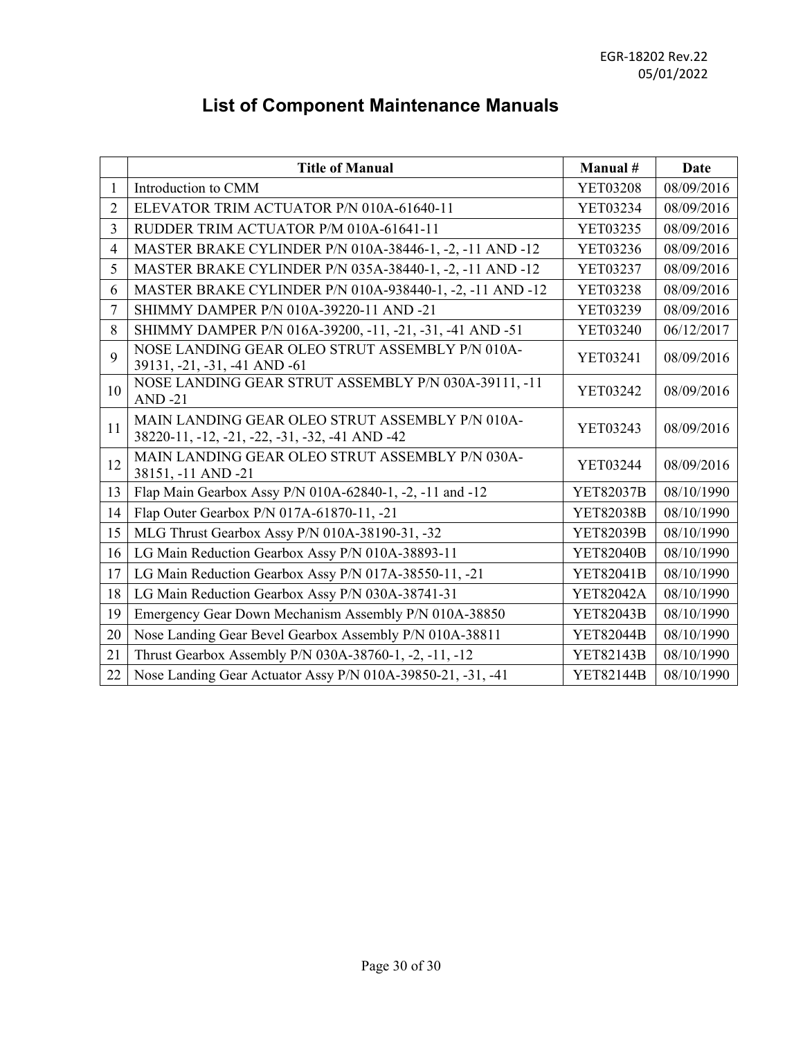# List of Component Maintenance Manuals

| | Title of Manual | Manual # | Date |
|---|---|---|---|
| 1 | Introduction to CMM | YET03208 | 08/09/2016 |
| 2 | ELEVATOR TRIM ACTUATOR P/N 010A-61640-11 | YET03234 | 08/09/2016 |
| 3 | RUDDER TRIM ACTUATOR P/M 010A-61641-11 | YET03235 | 08/09/2016 |
| 4 | MASTER BRAKE CYLINDER P/N 010A-38446-1, -2, -11 AND -12 | YET03236 | 08/09/2016 |
| 5 | MASTER BRAKE CYLINDER P/N 035A-38440-1, -2, -11 AND -12 | YET03237 | 08/09/2016 |
| 6 | MASTER BRAKE CYLINDER P/N 010A-938440-1, -2, -11 AND -12 | YET03238 | 08/09/2016 |
| 7 | SHIMMY DAMPER P/N 010A-39220-11 AND -21 | YET03239 | 08/09/2016 |
| 8 | SHIMMY DAMPER P/N 016A-39200, -11, -21, -31, -41 AND -51 | YET03240 | 06/12/2017 |
| 9 | NOSE LANDING GEAR OLEO STRUT ASSEMBLY P/N 010A-39131, -21, -31, -41 AND -61 | YET03241 | 08/09/2016 |
| 10 | NOSE LANDING GEAR STRUT ASSEMBLY P/N 030A-39111, -11 AND -21 | YET03242 | 08/09/2016 |
| 11 | MAIN LANDING GEAR OLEO STRUT ASSEMBLY P/N 010A-38220-11, -12, -21, -22, -31, -32, -41 AND -42 | YET03243 | 08/09/2016 |
| 12 | MAIN LANDING GEAR OLEO STRUT ASSEMBLY P/N 030A-38151, -11 AND -21 | YET03244 | 08/09/2016 |
| 13 | Flap Main Gearbox Assy P/N 010A-62840-1, -2, -11 and -12 | YET82037B | 08/10/1990 |
| 14 | Flap Outer Gearbox P/N 017A-61870-11, -21 | YET82038B | 08/10/1990 |
| 15 | MLG Thrust Gearbox Assy P/N 010A-38190-31, -32 | YET82039B | 08/10/1990 |
| 16 | LG Main Reduction Gearbox Assy P/N 010A-38893-11 | YET82040B | 08/10/1990 |
| 17 | LG Main Reduction Gearbox Assy P/N 017A-38550-11, -21 | YET82041B | 08/10/1990 |
| 18 | LG Main Reduction Gearbox Assy P/N 030A-38741-31 | YET82042A | 08/10/1990 |
| 19 | Emergency Gear Down Mechanism Assembly P/N 010A-38850 | YET82043B | 08/10/1990 |
| 20 | Nose Landing Gear Bevel Gearbox Assembly P/N 010A-38811 | YET82044B | 08/10/1990 |
| 21 | Thrust Gearbox Assembly P/N 030A-38760-1, -2, -11, -12 | YET82143B | 08/10/1990 |
| 22 | Nose Landing Gear Actuator Assy P/N 010A-39850-21, -31, -41 | YET82144B | 08/10/1990 |